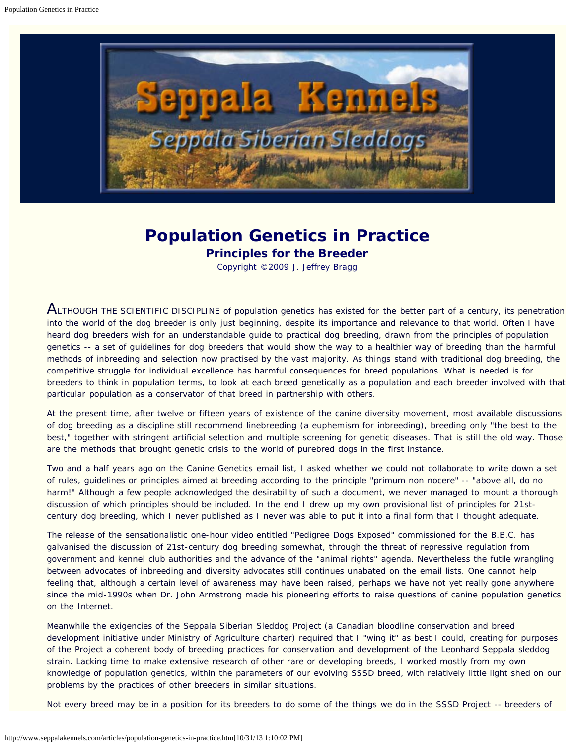Seppala Kennels

Seppala Siberian Sleddogs

# Population Genetics in Practice

## Principles for the Breeder

Copyright ©2009 J. Jeffrey Bragg

ALTHOUGH THE SCIENTIFIC DISCIPLINE of population genetics has existed for the better part of a century, its penetration into the world of the dog breeder is only just beginning, despite its importance and relevance to that world. Often I have heard dog breeders wish for an understandable guide to practical dog breeding, drawn from the principles of population genetics -- a set of guidelines for dog breeders that would show the way to a healthier way of breeding than the harmful methods of inbreeding and selection now practised by the vast majority. As things stand with traditional dog breeding, the competitive struggle for individual excellence has harmful consequences for breed populations. What is needed is for breeders to think in population terms, to look at each breed genetically as a population and each breeder involved with that particular population as a conservator of that breed in partnership with others.

At the present time, after twelve or fifteen years of existence of the canine diversity movement, most available discussions of dog breeding as a discipline still recommend linebreeding (a euphemism for inbreeding), breeding only "the best to the best," together with stringent artificial selection and multiple screening for genetic diseases. That is still the old way. Those are the methods that brought genetic crisis to the world of purebred dogs in the first instance.

Two and a half years ago on the Canine Genetics email list, I asked whether we could not collaborate to write down a set of rules, guidelines or principles aimed at breeding according to the principle "primum non nocere" -- "above all, do no harm!" Although a few people acknowledged the desirability of such a document, we never managed to mount a thorough discussion of which principles should be included. In the end I drew up my own provisional list of principles for 21st-century dog breeding, which I never published as I never was able to put it into a final form that I thought adequate.

The release of the sensationalistic one-hour video entitled "Pedigree Dogs Exposed" commissioned for the B.B.C. has galvanised the discussion of 21st-century dog breeding somewhat, through the threat of repressive regulation from government and kennel club authorities and the advance of the "animal rights" agenda. Nevertheless the futile wrangling between advocates of inbreeding and diversity advocates still continues unabated on the email lists. One cannot help feeling that, although a certain level of awareness may have been raised, perhaps we have not yet really gone anywhere since the mid-1990s when Dr. John Armstrong made his pioneering efforts to raise questions of canine population genetics on the Internet.

Meanwhile the exigencies of the Seppala Siberian Sleddog Project (a Canadian bloodline conservation and breed development initiative under Ministry of Agriculture charter) required that I "wing it" as best I could, creating for purposes of the Project a coherent body of breeding practices for conservation and development of the Leonhard Seppala sleddog strain. Lacking time to make extensive research of other rare or developing breeds, I worked mostly from my own knowledge of population genetics, within the parameters of our evolving SSSD breed, with relatively little light shed on our problems by the practices of other breeders in similar situations.

Not every breed may be in a position for its breeders to do some of the things we do in the SSSD Project -- breeders of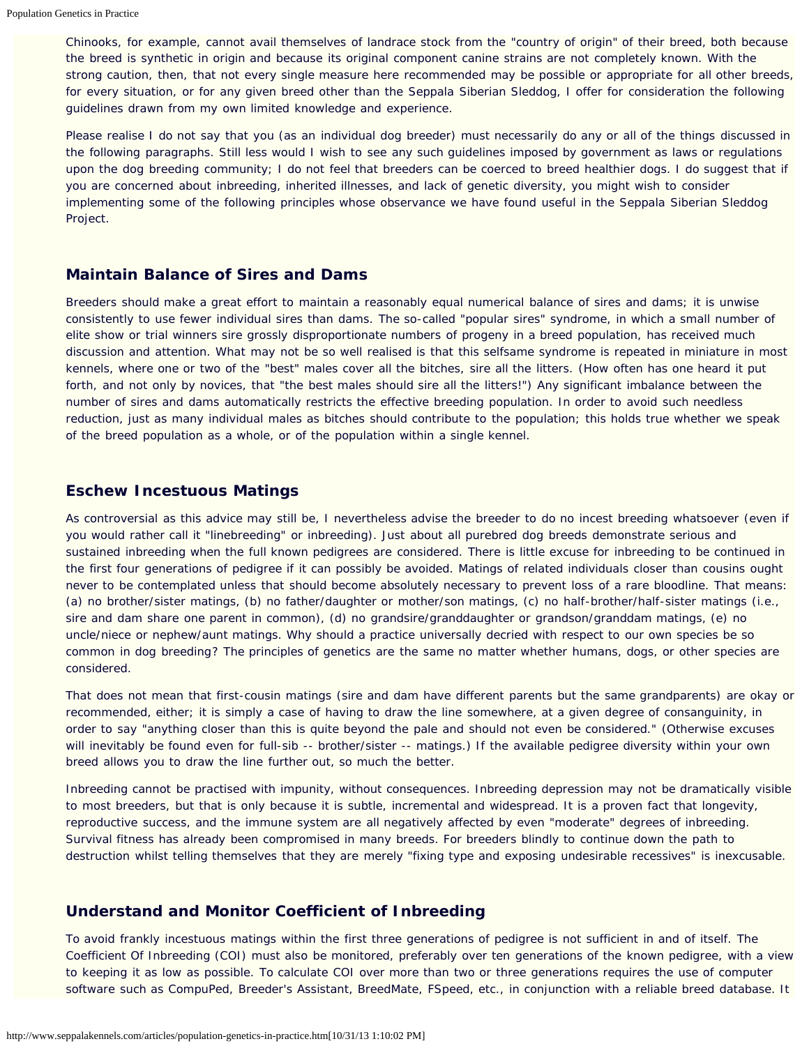Chinooks, for example, cannot avail themselves of landrace stock from the "country of origin" of their breed, both because the breed is synthetic in origin and because its original component canine strains are not completely known. With the strong caution, then, that not every single measure here recommended may be possible or appropriate for all other breeds, for every situation, or for any given breed other than the Seppala Siberian Sleddog, I offer for consideration the following guidelines drawn from my own limited knowledge and experience.

Please realise I do not say that you (as an individual dog breeder) must necessarily do any or all of the things discussed in the following paragraphs. Still less would I wish to see any such guidelines imposed by government as laws or regulations upon the dog breeding community; I do not feel that breeders can be coerced to breed healthier dogs. I do suggest that if you are concerned about inbreeding, inherited illnesses, and lack of genetic diversity, you might wish to consider implementing some of the following principles whose observance we have found useful in the Seppala Siberian Sleddog Project.

### Maintain Balance of Sires and Dams

Breeders should make a great effort to maintain a reasonably equal numerical balance of sires and dams; it is unwise consistently to use fewer individual sires than dams. The so-called "popular sires" syndrome, in which a small number of elite show or trial winners sire grossly disproportionate numbers of progeny in a breed population, has received much discussion and attention. What may not be so well realised is that this selfsame syndrome is repeated in miniature in most kennels, where one or two of the "best" males cover all the bitches, sire all the litters. (How often has one heard it put forth, and not only by novices, that "the best males should sire all the litters!") Any significant imbalance between the number of sires and dams automatically restricts the effective breeding population. In order to avoid such needless reduction, just as many individual males as bitches should contribute to the population; this holds true whether we speak of the breed population as a whole, or of the population within a single kennel.

### Eschew Incestuous Matings

As controversial as this advice may still be, I nevertheless advise the breeder to do no incest breeding whatsoever (even if you would rather call it "linebreeding" or inbreeding). Just about all purebred dog breeds demonstrate serious and sustained inbreeding when the full known pedigrees are considered. There is little excuse for inbreeding to be continued in the first four generations of pedigree if it can possibly be avoided. Matings of related individuals closer than cousins ought never to be contemplated unless that should become absolutely necessary to prevent loss of a rare bloodline. That means: (a) no brother/sister matings, (b) no father/daughter or mother/son matings, (c) no half-brother/half-sister matings (i.e., sire and dam share one parent in common), (d) no grandsire/granddaughter or grandson/granddam matings, (e) no uncle/niece or nephew/aunt matings. Why should a practice universally decried with respect to our own species be so common in dog breeding? The principles of genetics are the same no matter whether humans, dogs, or other species are considered.

That does not mean that first-cousin matings (sire and dam have different parents but the same grandparents) are okay or recommended, either; it is simply a case of having to draw the line somewhere, at a given degree of consanguinity, in order to say "anything closer than this is quite beyond the pale and should not even be considered." (Otherwise excuses will inevitably be found even for full-sib -- brother/sister -- matings.) If the available pedigree diversity within your own breed allows you to draw the line further out, so much the better.

Inbreeding cannot be practised with impunity, without consequences. Inbreeding depression may not be dramatically visible to most breeders, but that is only because it is subtle, incremental and widespread. It is a proven fact that longevity, reproductive success, and the immune system are all negatively affected by even "moderate" degrees of inbreeding. Survival fitness has already been compromised in many breeds. For breeders blindly to continue down the path to destruction whilst telling themselves that they are merely "fixing type and exposing undesirable recessives" is inexcusable.

### Understand and Monitor Coefficient of Inbreeding

To avoid frankly incestuous matings within the first three generations of pedigree is not sufficient in and of itself. The Coefficient Of Inbreeding (COI) must also be monitored, preferably over ten generations of the known pedigree, with a view to keeping it as low as possible. To calculate COI over more than two or three generations requires the use of computer software such as CompuPed, Breeder's Assistant, BreedMate, FSpeed, etc., in conjunction with a reliable breed database. It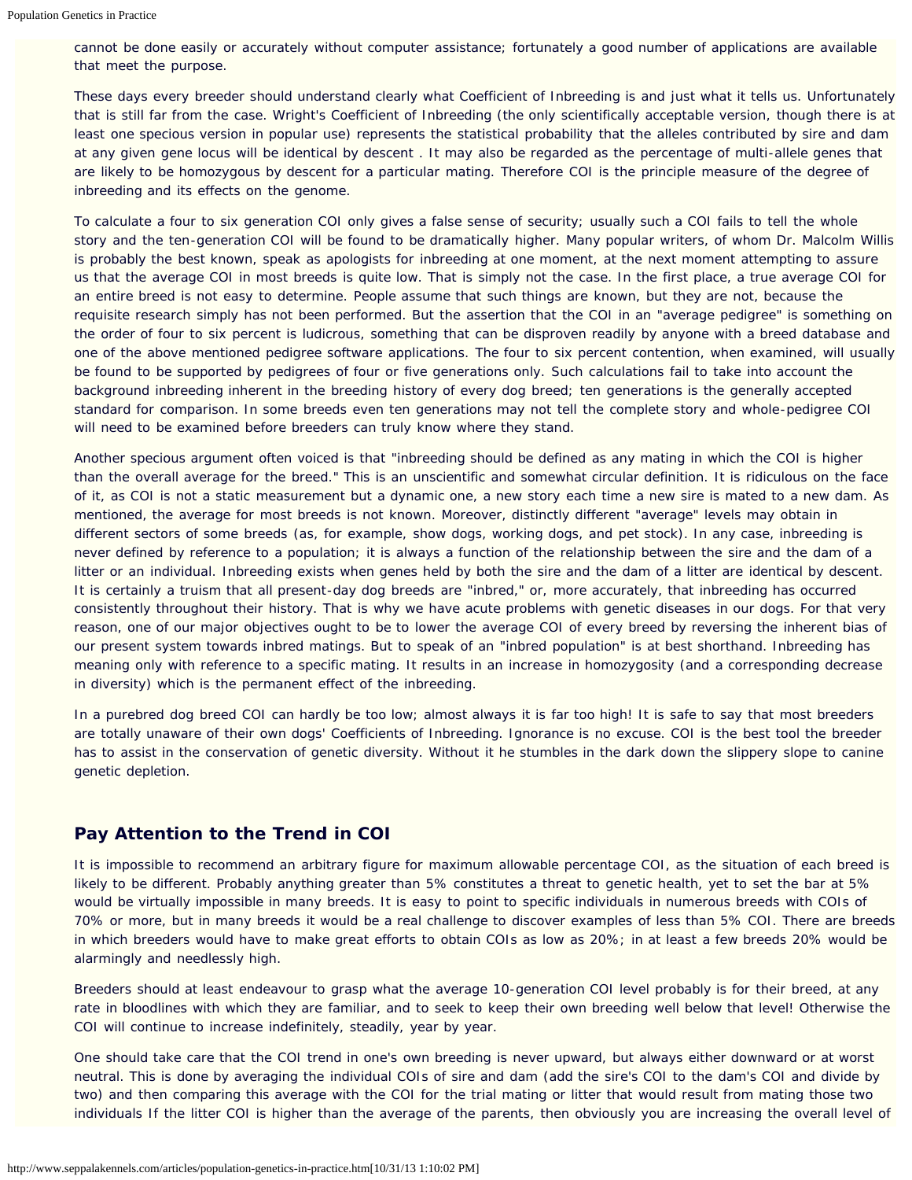cannot be done easily or accurately without computer assistance; fortunately a good number of applications are available that meet the purpose.

These days every breeder should understand clearly what Coefficient of Inbreeding is and just what it tells us. Unfortunately that is still far from the case. Wright's Coefficient of Inbreeding (the only scientifically acceptable version, though there is at least one specious version in popular use) represents the statistical probability that the alleles contributed by sire and dam at any given gene locus will be identical by descent . It may also be regarded as the percentage of multi-allele genes that are likely to be homozygous by descent for a particular mating. Therefore COI is the principle measure of the degree of inbreeding and its effects on the genome.

To calculate a four to six generation COI only gives a false sense of security; usually such a COI fails to tell the whole story and the ten-generation COI will be found to be dramatically higher. Many popular writers, of whom Dr. Malcolm Willis is probably the best known, speak as apologists for inbreeding at one moment, at the next moment attempting to assure us that the average COI in most breeds is quite low. That is simply not the case. In the first place, a true average COI for an entire breed is not easy to determine. People assume that such things are known, but they are not, because the requisite research simply has not been performed. But the assertion that the COI in an "average pedigree" is something on the order of four to six percent is ludicrous, something that can be disproven readily by anyone with a breed database and one of the above mentioned pedigree software applications. The four to six percent contention, when examined, will usually be found to be supported by pedigrees of four or five generations only. Such calculations fail to take into account the background inbreeding inherent in the breeding history of every dog breed; ten generations is the generally accepted standard for comparison. In some breeds even ten generations may not tell the complete story and whole-pedigree COI will need to be examined before breeders can truly know where they stand.

Another specious argument often voiced is that "inbreeding should be defined as any mating in which the COI is higher than the overall average for the breed." This is an unscientific and somewhat circular definition. It is ridiculous on the face of it, as COI is not a static measurement but a dynamic one, a new story each time a new sire is mated to a new dam. As mentioned, the average for most breeds is not known. Moreover, distinctly different "average" levels may obtain in different sectors of some breeds (as, for example, show dogs, working dogs, and pet stock). In any case, inbreeding is never defined by reference to a population; it is always a function of the relationship between the sire and the dam of a litter or an individual. Inbreeding exists when genes held by both the sire and the dam of a litter are identical by descent. It is certainly a truism that all present-day dog breeds are "inbred," or, more accurately, that inbreeding has occurred consistently throughout their history. That is why we have acute problems with genetic diseases in our dogs. For that very reason, one of our major objectives ought to be to lower the average COI of every breed by reversing the inherent bias of our present system towards inbred matings. But to speak of an "inbred population" is at best shorthand. Inbreeding has meaning only with reference to a specific mating. It results in an increase in homozygosity (and a corresponding decrease in diversity) which is the permanent effect of the inbreeding.

In a purebred dog breed COI can hardly be too low; almost always it is far too high! It is safe to say that most breeders are totally unaware of their own dogs' Coefficients of Inbreeding. Ignorance is no excuse. COI is the best tool the breeder has to assist in the conservation of genetic diversity. Without it he stumbles in the dark down the slippery slope to canine genetic depletion.

## Pay Attention to the Trend in COI

It is impossible to recommend an arbitrary figure for maximum allowable percentage COI, as the situation of each breed is likely to be different. Probably anything greater than 5% constitutes a threat to genetic health, yet to set the bar at 5% would be virtually impossible in many breeds. It is easy to point to specific individuals in numerous breeds with COIs of 70% or more, but in many breeds it would be a real challenge to discover examples of less than 5% COI. There are breeds in which breeders would have to make great efforts to obtain COIs as low as 20%; in at least a few breeds 20% would be alarmingly and needlessly high.

Breeders should at least endeavour to grasp what the average 10-generation COI level probably is for their breed, at any rate in bloodlines with which they are familiar, and to seek to keep their own breeding well below that level! Otherwise the COI will continue to increase indefinitely, steadily, year by year.

One should take care that the COI trend in one's own breeding is never upward, but always either downward or at worst neutral. This is done by averaging the individual COIs of sire and dam (add the sire's COI to the dam's COI and divide by two) and then comparing this average with the COI for the trial mating or litter that would result from mating those two individuals If the litter COI is higher than the average of the parents, then obviously you are increasing the overall level of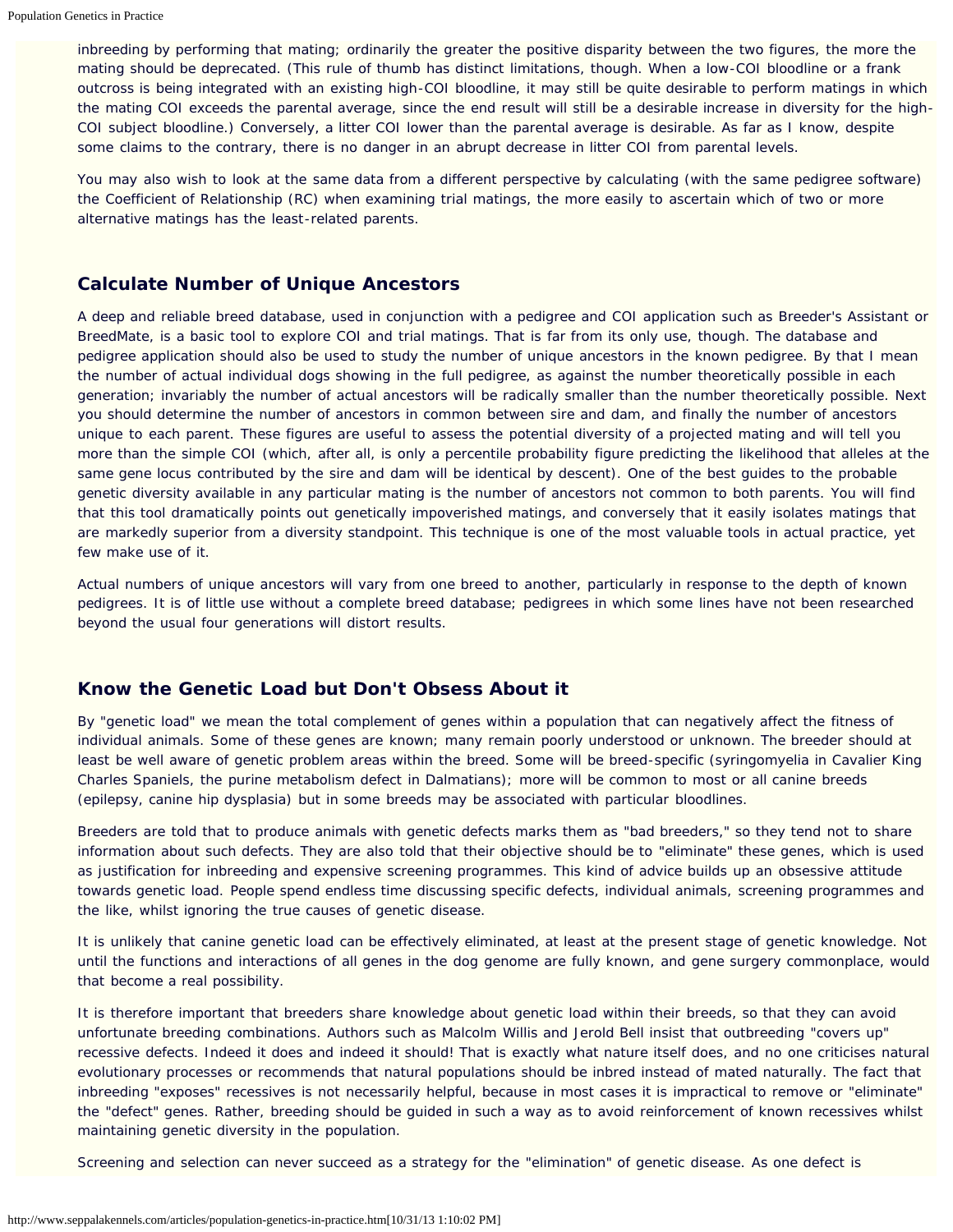inbreeding by performing that mating; ordinarily the greater the positive disparity between the two figures, the more the mating should be deprecated. (This rule of thumb has distinct limitations, though. When a low-COI bloodline or a frank outcross is being integrated with an existing high-COI bloodline, it may still be quite desirable to perform matings in which the mating COI exceeds the parental average, since the end result will still be a desirable increase in diversity for the high-COI subject bloodline.) Conversely, a litter COI lower than the parental average is desirable. As far as I know, despite some claims to the contrary, there is no danger in an abrupt decrease in litter COI from parental levels.

You may also wish to look at the same data from a different perspective by calculating (with the same pedigree software) the Coefficient of Relationship (RC) when examining trial matings, the more easily to ascertain which of two or more alternative matings has the least-related parents.

## Calculate Number of Unique Ancestors

A deep and reliable breed database, used in conjunction with a pedigree and COI application such as Breeder's Assistant or BreedMate, is a basic tool to explore COI and trial matings. That is far from its only use, though. The database and pedigree application should also be used to study the number of unique ancestors in the known pedigree. By that I mean the number of actual individual dogs showing in the full pedigree, as against the number theoretically possible in each generation; invariably the number of actual ancestors will be radically smaller than the number theoretically possible. Next you should determine the number of ancestors in common between sire and dam, and finally the number of ancestors unique to each parent. These figures are useful to assess the potential diversity of a projected mating and will tell you more than the simple COI (which, after all, is only a percentile probability figure predicting the likelihood that alleles at the same gene locus contributed by the sire and dam will be identical by descent). One of the best guides to the probable genetic diversity available in any particular mating is the number of ancestors not common to both parents. You will find that this tool dramatically points out genetically impoverished matings, and conversely that it easily isolates matings that are markedly superior from a diversity standpoint. This technique is one of the most valuable tools in actual practice, yet few make use of it.

Actual numbers of unique ancestors will vary from one breed to another, particularly in response to the depth of known pedigrees. It is of little use without a complete breed database; pedigrees in which some lines have not been researched beyond the usual four generations will distort results.

## Know the Genetic Load but Don't Obsess About it

By "genetic load" we mean the total complement of genes within a population that can negatively affect the fitness of individual animals. Some of these genes are known; many remain poorly understood or unknown. The breeder should at least be well aware of genetic problem areas within the breed. Some will be breed-specific (syringomyelia in Cavalier King Charles Spaniels, the purine metabolism defect in Dalmatians); more will be common to most or all canine breeds (epilepsy, canine hip dysplasia) but in some breeds may be associated with particular bloodlines.

Breeders are told that to produce animals with genetic defects marks them as "bad breeders," so they tend not to share information about such defects. They are also told that their objective should be to "eliminate" these genes, which is used as justification for inbreeding and expensive screening programmes. This kind of advice builds up an obsessive attitude towards genetic load. People spend endless time discussing specific defects, individual animals, screening programmes and the like, whilst ignoring the true causes of genetic disease.

It is unlikely that canine genetic load can be effectively eliminated, at least at the present stage of genetic knowledge. Not until the functions and interactions of all genes in the dog genome are fully known, and gene surgery commonplace, would that become a real possibility.

It is therefore important that breeders share knowledge about genetic load within their breeds, so that they can avoid unfortunate breeding combinations. Authors such as Malcolm Willis and Jerold Bell insist that outbreeding "covers up" recessive defects. Indeed it does and indeed it should! That is exactly what nature itself does, and no one criticises natural evolutionary processes or recommends that natural populations should be inbred instead of mated naturally. The fact that inbreeding "exposes" recessives is not necessarily helpful, because in most cases it is impractical to remove or "eliminate" the "defect" genes. Rather, breeding should be guided in such a way as to avoid reinforcement of known recessives whilst maintaining genetic diversity in the population.

Screening and selection can never succeed as a strategy for the "elimination" of genetic disease. As one defect is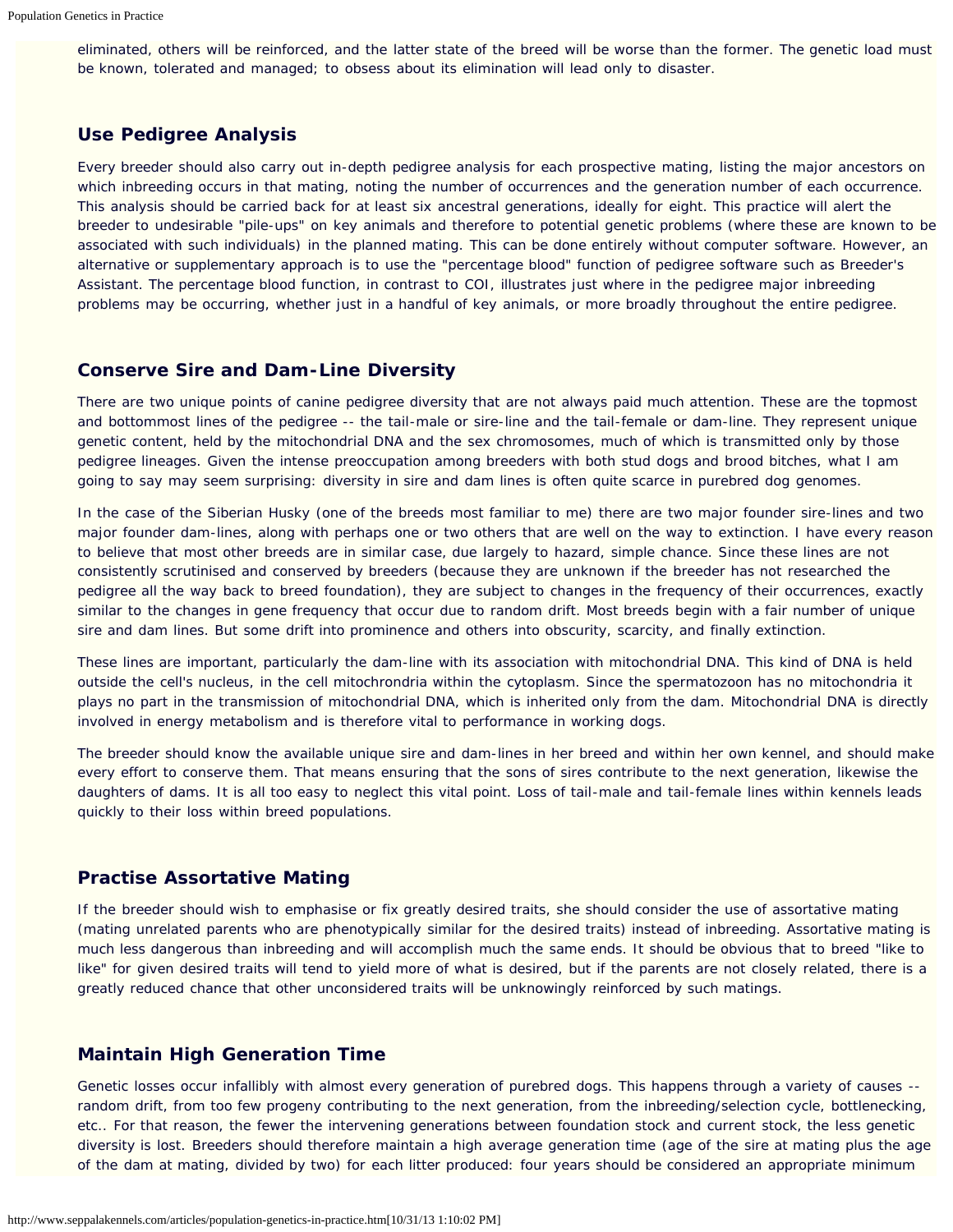eliminated, others will be reinforced, and the latter state of the breed will be worse than the former. The genetic load must be known, tolerated and managed; to obsess about its elimination will lead only to disaster.

## Use Pedigree Analysis

Every breeder should also carry out in-depth pedigree analysis for each prospective mating, listing the major ancestors on which inbreeding occurs in that mating, noting the number of occurrences and the generation number of each occurrence. This analysis should be carried back for at least six ancestral generations, ideally for eight. This practice will alert the breeder to undesirable "pile-ups" on key animals and therefore to potential genetic problems (where these are known to be associated with such individuals) in the planned mating. This can be done entirely without computer software. However, an alternative or supplementary approach is to use the "percentage blood" function of pedigree software such as Breeder's Assistant. The percentage blood function, in contrast to COI, illustrates just where in the pedigree major inbreeding problems may be occurring, whether just in a handful of key animals, or more broadly throughout the entire pedigree.

## Conserve Sire and Dam-Line Diversity

There are two unique points of canine pedigree diversity that are not always paid much attention. These are the topmost and bottommost lines of the pedigree -- the tail-male or sire-line and the tail-female or dam-line. They represent unique genetic content, held by the mitochondrial DNA and the sex chromosomes, much of which is transmitted only by those pedigree lineages. Given the intense preoccupation among breeders with both stud dogs and brood bitches, what I am going to say may seem surprising: diversity in sire and dam lines is often quite scarce in purebred dog genomes.

In the case of the Siberian Husky (one of the breeds most familiar to me) there are two major founder sire-lines and two major founder dam-lines, along with perhaps one or two others that are well on the way to extinction. I have every reason to believe that most other breeds are in similar case, due largely to hazard, simple chance. Since these lines are not consistently scrutinised and conserved by breeders (because they are unknown if the breeder has not researched the pedigree all the way back to breed foundation), they are subject to changes in the frequency of their occurrences, exactly similar to the changes in gene frequency that occur due to random drift. Most breeds begin with a fair number of unique sire and dam lines. But some drift into prominence and others into obscurity, scarcity, and finally extinction.

These lines are important, particularly the dam-line with its association with mitochondrial DNA. This kind of DNA is held outside the cell's nucleus, in the cell mitochrondria within the cytoplasm. Since the spermatozoon has no mitochondria it plays no part in the transmission of mitochondrial DNA, which is inherited only from the dam. Mitochondrial DNA is directly involved in energy metabolism and is therefore vital to performance in working dogs.

The breeder should know the available unique sire and dam-lines in her breed and within her own kennel, and should make every effort to conserve them. That means ensuring that the sons of sires contribute to the next generation, likewise the daughters of dams. It is all too easy to neglect this vital point. Loss of tail-male and tail-female lines within kennels leads quickly to their loss within breed populations.

## Practise Assortative Mating

If the breeder should wish to emphasise or fix greatly desired traits, she should consider the use of assortative mating (mating unrelated parents who are phenotypically similar for the desired traits) instead of inbreeding. Assortative mating is much less dangerous than inbreeding and will accomplish much the same ends. It should be obvious that to breed "like to like" for given desired traits will tend to yield more of what is desired, but if the parents are not closely related, there is a greatly reduced chance that other unconsidered traits will be unknowingly reinforced by such matings.

## Maintain High Generation Time

Genetic losses occur infallibly with almost every generation of purebred dogs. This happens through a variety of causes -- random drift, from too few progeny contributing to the next generation, from the inbreeding/selection cycle, bottlenecking, etc.. For that reason, the fewer the intervening generations between foundation stock and current stock, the less genetic diversity is lost. Breeders should therefore maintain a high average generation time (age of the sire at mating plus the age of the dam at mating, divided by two) for each litter produced: four years should be considered an appropriate minimum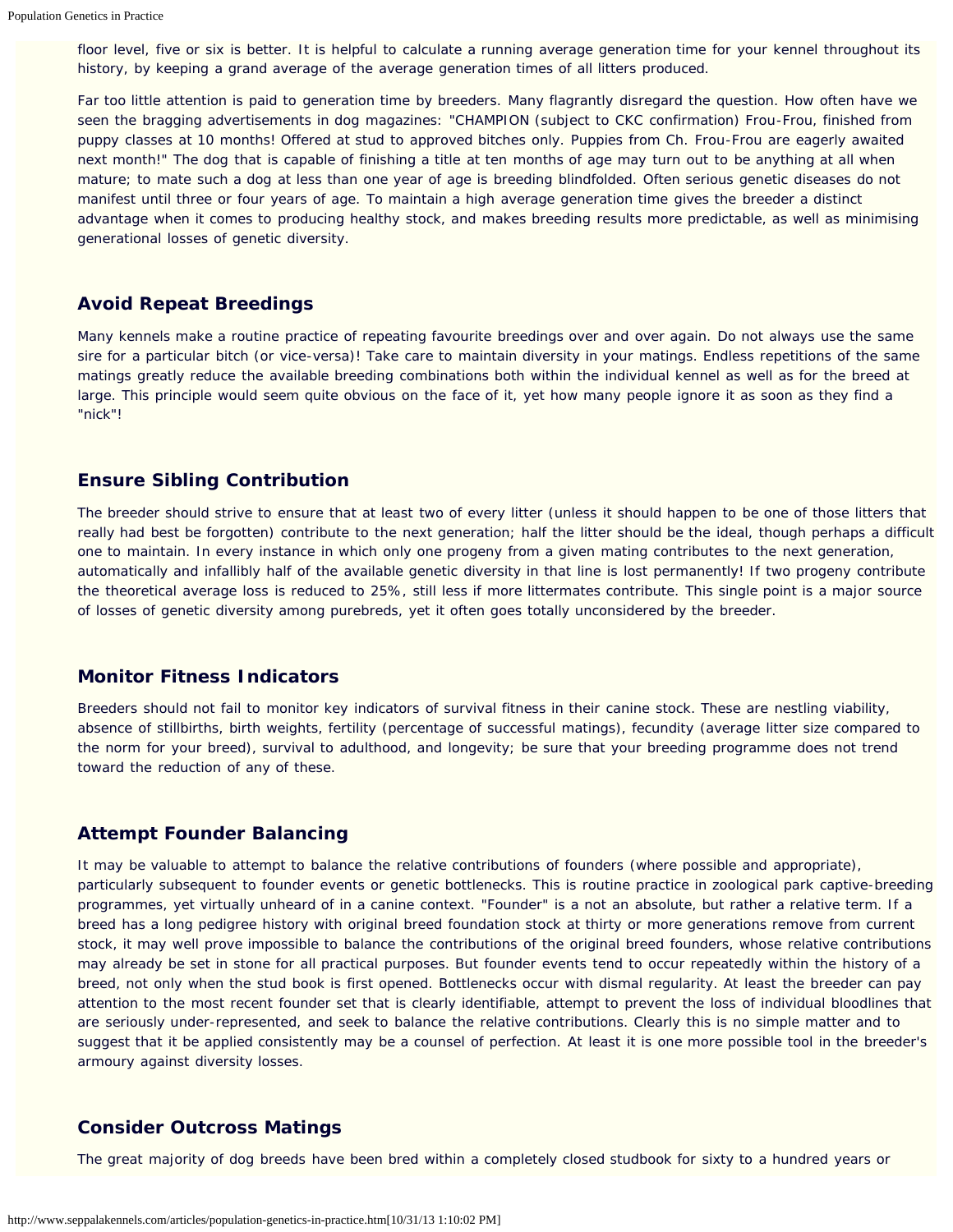floor level, five or six is better. It is helpful to calculate a running average generation time for your kennel throughout its history, by keeping a grand average of the average generation times of all litters produced.

Far too little attention is paid to generation time by breeders. Many flagrantly disregard the question. How often have we seen the bragging advertisements in dog magazines: "CHAMPION (subject to CKC confirmation) Frou-Frou, finished from puppy classes at 10 months! Offered at stud to approved bitches only. Puppies from Ch. Frou-Frou are eagerly awaited next month!" The dog that is capable of finishing a title at ten months of age may turn out to be anything at all when mature; to mate such a dog at less than one year of age is breeding blindfolded. Often serious genetic diseases do not manifest until three or four years of age. To maintain a high average generation time gives the breeder a distinct advantage when it comes to producing healthy stock, and makes breeding results more predictable, as well as minimising generational losses of genetic diversity.

## Avoid Repeat Breedings

Many kennels make a routine practice of repeating favourite breedings over and over again. Do not always use the same sire for a particular bitch (or vice-versa)! Take care to maintain diversity in your matings. Endless repetitions of the same matings greatly reduce the available breeding combinations both within the individual kennel as well as for the breed at large. This principle would seem quite obvious on the face of it, yet how many people ignore it as soon as they find a "nick"!

## Ensure Sibling Contribution

The breeder should strive to ensure that at least two of every litter (unless it should happen to be one of those litters that really had best be forgotten) contribute to the next generation; half the litter should be the ideal, though perhaps a difficult one to maintain. In every instance in which only one progeny from a given mating contributes to the next generation, automatically and infallibly half of the available genetic diversity in that line is lost permanently! If two progeny contribute the theoretical average loss is reduced to 25%, still less if more littermates contribute. This single point is a major source of losses of genetic diversity among purebreds, yet it often goes totally unconsidered by the breeder.

## Monitor Fitness Indicators

Breeders should not fail to monitor key indicators of survival fitness in their canine stock. These are nestling viability, absence of stillbirths, birth weights, fertility (percentage of successful matings), fecundity (average litter size compared to the norm for your breed), survival to adulthood, and longevity; be sure that your breeding programme does not trend toward the reduction of any of these.

## Attempt Founder Balancing

It may be valuable to attempt to balance the relative contributions of founders (where possible and appropriate), particularly subsequent to founder events or genetic bottlenecks. This is routine practice in zoological park captive-breeding programmes, yet virtually unheard of in a canine context. "Founder" is a not an absolute, but rather a relative term. If a breed has a long pedigree history with original breed foundation stock at thirty or more generations remove from current stock, it may well prove impossible to balance the contributions of the original breed founders, whose relative contributions may already be set in stone for all practical purposes. But founder events tend to occur repeatedly within the history of a breed, not only when the stud book is first opened. Bottlenecks occur with dismal regularity. At least the breeder can pay attention to the most recent founder set that is clearly identifiable, attempt to prevent the loss of individual bloodlines that are seriously under-represented, and seek to balance the relative contributions. Clearly this is no simple matter and to suggest that it be applied consistently may be a counsel of perfection. At least it is one more possible tool in the breeder's armoury against diversity losses.

## Consider Outcross Matings

The great majority of dog breeds have been bred within a completely closed studbook for sixty to a hundred years or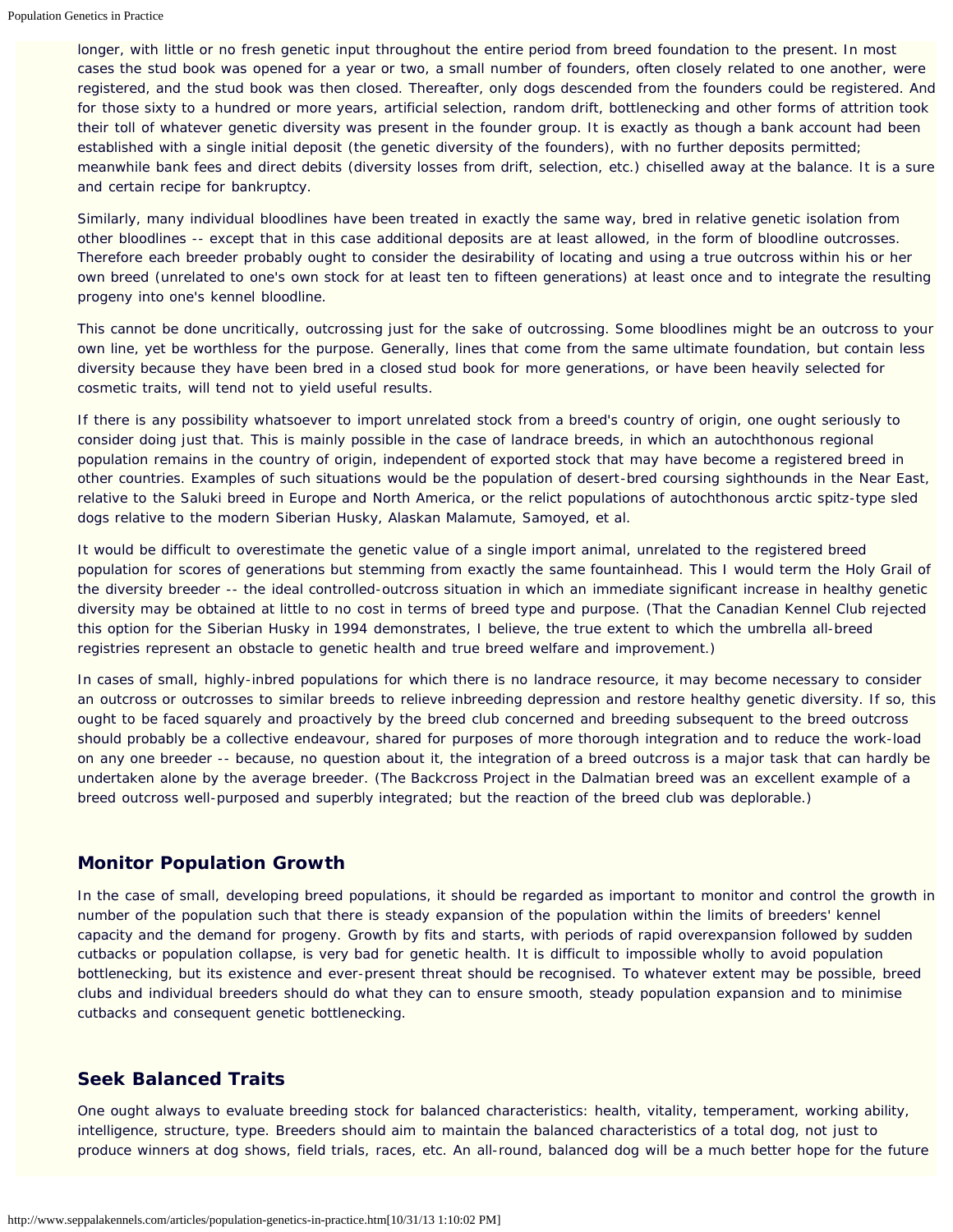longer, with little or no fresh genetic input throughout the entire period from breed foundation to the present. In most cases the stud book was opened for a year or two, a small number of founders, often closely related to one another, were registered, and the stud book was then closed. Thereafter, only dogs descended from the founders could be registered. And for those sixty to a hundred or more years, artificial selection, random drift, bottlenecking and other forms of attrition took their toll of whatever genetic diversity was present in the founder group. It is exactly as though a bank account had been established with a single initial deposit (the genetic diversity of the founders), with no further deposits permitted; meanwhile bank fees and direct debits (diversity losses from drift, selection, etc.) chiselled away at the balance. It is a sure and certain recipe for bankruptcy.

Similarly, many individual bloodlines have been treated in exactly the same way, bred in relative genetic isolation from other bloodlines -- except that in this case additional deposits are at least allowed, in the form of bloodline outcrosses. Therefore each breeder probably ought to consider the desirability of locating and using a true outcross within his or her own breed (unrelated to one's own stock for at least ten to fifteen generations) at least once and to integrate the resulting progeny into one's kennel bloodline.

This cannot be done uncritically, outcrossing just for the sake of outcrossing. Some bloodlines might be an outcross to your own line, yet be worthless for the purpose. Generally, lines that come from the same ultimate foundation, but contain less diversity because they have been bred in a closed stud book for more generations, or have been heavily selected for cosmetic traits, will tend not to yield useful results.

If there is any possibility whatsoever to import unrelated stock from a breed's country of origin, one ought seriously to consider doing just that. This is mainly possible in the case of landrace breeds, in which an autochthonous regional population remains in the country of origin, independent of exported stock that may have become a registered breed in other countries. Examples of such situations would be the population of desert-bred coursing sighthounds in the Near East, relative to the Saluki breed in Europe and North America, or the relict populations of autochthonous arctic spitz-type sled dogs relative to the modern Siberian Husky, Alaskan Malamute, Samoyed, et al.

It would be difficult to overestimate the genetic value of a single import animal, unrelated to the registered breed population for scores of generations but stemming from exactly the same fountainhead. This I would term the Holy Grail of the diversity breeder -- the ideal controlled-outcross situation in which an immediate significant increase in healthy genetic diversity may be obtained at little to no cost in terms of breed type and purpose. (That the Canadian Kennel Club rejected this option for the Siberian Husky in 1994 demonstrates, I believe, the true extent to which the umbrella all-breed registries represent an obstacle to genetic health and true breed welfare and improvement.)

In cases of small, highly-inbred populations for which there is no landrace resource, it may become necessary to consider an outcross or outcrosses to similar breeds to relieve inbreeding depression and restore healthy genetic diversity. If so, this ought to be faced squarely and proactively by the breed club concerned and breeding subsequent to the breed outcross should probably be a collective endeavour, shared for purposes of more thorough integration and to reduce the work-load on any one breeder -- because, no question about it, the integration of a breed outcross is a major task that can hardly be undertaken alone by the average breeder. (The Backcross Project in the Dalmatian breed was an excellent example of a breed outcross well-purposed and superbly integrated; but the reaction of the breed club was deplorable.)

## Monitor Population Growth

In the case of small, developing breed populations, it should be regarded as important to monitor and control the growth in number of the population such that there is steady expansion of the population within the limits of breeders' kennel capacity and the demand for progeny. Growth by fits and starts, with periods of rapid overexpansion followed by sudden cutbacks or population collapse, is very bad for genetic health. It is difficult to impossible wholly to avoid population bottlenecking, but its existence and ever-present threat should be recognised. To whatever extent may be possible, breed clubs and individual breeders should do what they can to ensure smooth, steady population expansion and to minimise cutbacks and consequent genetic bottlenecking.

## Seek Balanced Traits

One ought always to evaluate breeding stock for balanced characteristics: health, vitality, temperament, working ability, intelligence, structure, type. Breeders should aim to maintain the balanced characteristics of a total dog, not just to produce winners at dog shows, field trials, races, etc. An all-round, balanced dog will be a much better hope for the future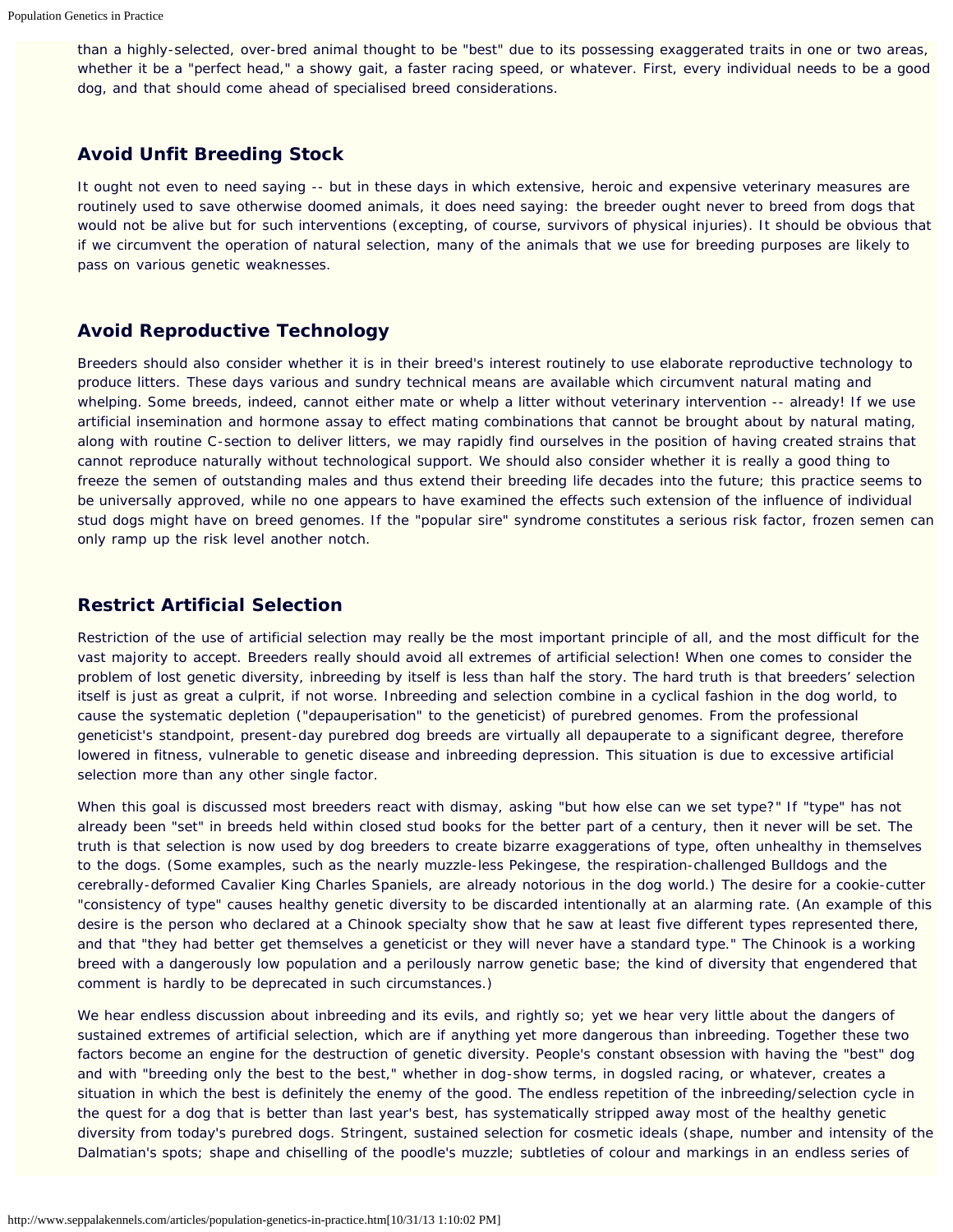than a highly-selected, over-bred animal thought to be "best" due to its possessing exaggerated traits in one or two areas, whether it be a "perfect head," a showy gait, a faster racing speed, or whatever. First, every individual needs to be a good dog, and that should come ahead of specialised breed considerations.

## Avoid Unfit Breeding Stock

It ought not even to need saying -- but in these days in which extensive, heroic and expensive veterinary measures are routinely used to save otherwise doomed animals, it does need saying: the breeder ought never to breed from dogs that would not be alive but for such interventions (excepting, of course, survivors of physical injuries). It should be obvious that if we circumvent the operation of natural selection, many of the animals that we use for breeding purposes are likely to pass on various genetic weaknesses.

## Avoid Reproductive Technology

Breeders should also consider whether it is in their breed's interest routinely to use elaborate reproductive technology to produce litters. These days various and sundry technical means are available which circumvent natural mating and whelping. Some breeds, indeed, cannot either mate or whelp a litter without veterinary intervention -- already! If we use artificial insemination and hormone assay to effect mating combinations that cannot be brought about by natural mating, along with routine C-section to deliver litters, we may rapidly find ourselves in the position of having created strains that cannot reproduce naturally without technological support. We should also consider whether it is really a good thing to freeze the semen of outstanding males and thus extend their breeding life decades into the future; this practice seems to be universally approved, while no one appears to have examined the effects such extension of the influence of individual stud dogs might have on breed genomes. If the "popular sire" syndrome constitutes a serious risk factor, frozen semen can only ramp up the risk level another notch.

## Restrict Artificial Selection

Restriction of the use of artificial selection may really be the most important principle of all, and the most difficult for the vast majority to accept. Breeders really should avoid all extremes of artificial selection! When one comes to consider the problem of lost genetic diversity, inbreeding by itself is less than half the story. The hard truth is that breeders' selection itself is just as great a culprit, if not worse. Inbreeding and selection combine in a cyclical fashion in the dog world, to cause the systematic depletion ("depauperisation" to the geneticist) of purebred genomes. From the professional geneticist's standpoint, present-day purebred dog breeds are virtually all depauperate to a significant degree, therefore lowered in fitness, vulnerable to genetic disease and inbreeding depression. This situation is due to excessive artificial selection more than any other single factor.

When this goal is discussed most breeders react with dismay, asking "but how else can we set type?" If "type" has not already been "set" in breeds held within closed stud books for the better part of a century, then it never will be set. The truth is that selection is now used by dog breeders to create bizarre exaggerations of type, often unhealthy in themselves to the dogs. (Some examples, such as the nearly muzzle-less Pekingese, the respiration-challenged Bulldogs and the cerebrally-deformed Cavalier King Charles Spaniels, are already notorious in the dog world.) The desire for a cookie-cutter "consistency of type" causes healthy genetic diversity to be discarded intentionally at an alarming rate. (An example of this desire is the person who declared at a Chinook specialty show that he saw at least five different types represented there, and that "they had better get themselves a geneticist or they will never have a standard type." The Chinook is a working breed with a dangerously low population and a perilously narrow genetic base; the kind of diversity that engendered that comment is hardly to be deprecated in such circumstances.)

We hear endless discussion about inbreeding and its evils, and rightly so; yet we hear very little about the dangers of sustained extremes of artificial selection, which are if anything yet more dangerous than inbreeding. Together these two factors become an engine for the destruction of genetic diversity. People's constant obsession with having the "best" dog and with "breeding only the best to the best," whether in dog-show terms, in dogsled racing, or whatever, creates a situation in which the best is definitely the enemy of the good. The endless repetition of the inbreeding/selection cycle in the quest for a dog that is better than last year's best, has systematically stripped away most of the healthy genetic diversity from today's purebred dogs. Stringent, sustained selection for cosmetic ideals (shape, number and intensity of the Dalmatian's spots; shape and chiselling of the poodle's muzzle; subtleties of colour and markings in an endless series of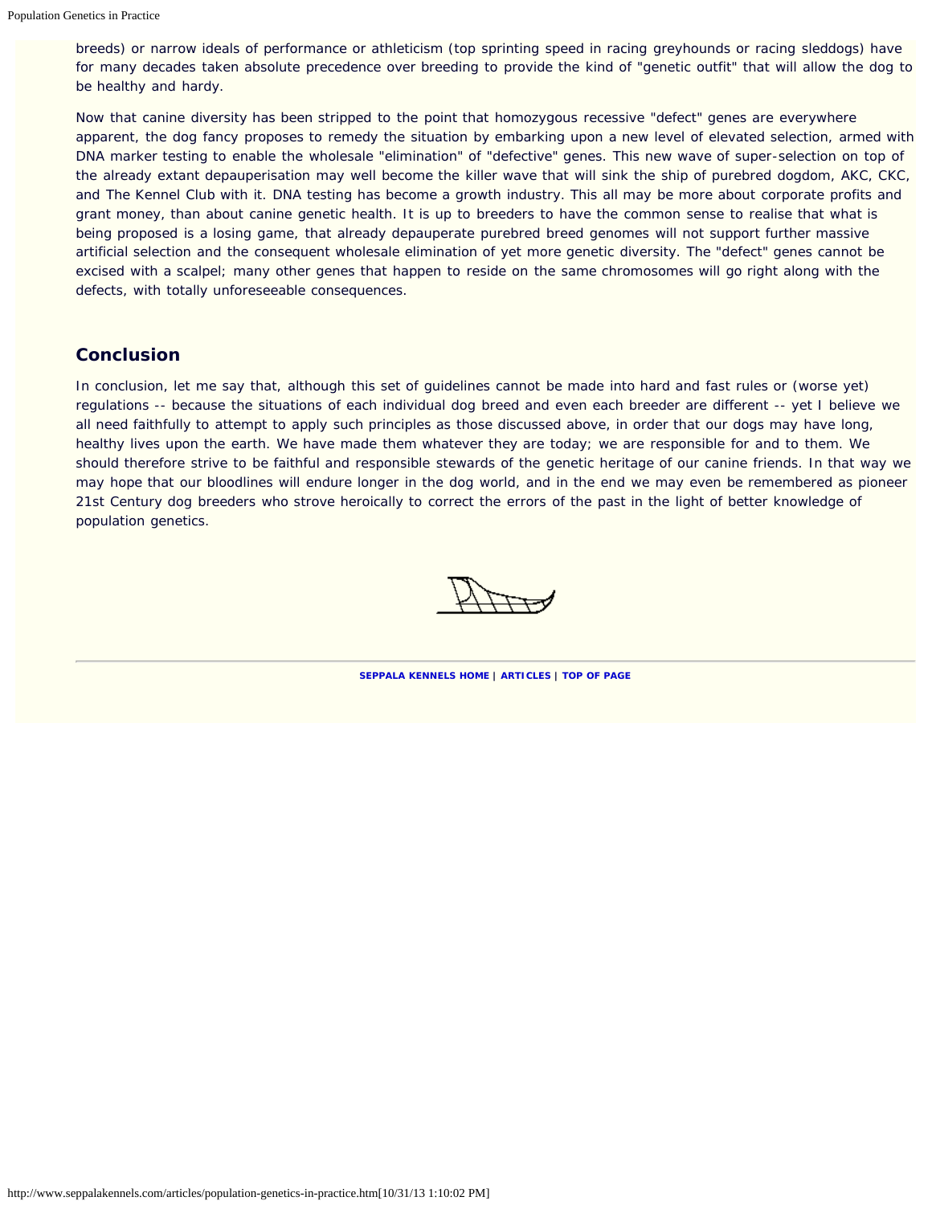breeds) or narrow ideals of performance or athleticism (top sprinting speed in racing greyhounds or racing sleddogs) have for many decades taken absolute precedence over breeding to provide the kind of "genetic outfit" that will allow the dog to be healthy and hardy.

Now that canine diversity has been stripped to the point that homozygous recessive "defect" genes are everywhere apparent, the dog fancy proposes to remedy the situation by embarking upon a new level of elevated selection, armed with DNA marker testing to enable the wholesale "elimination" of "defective" genes. This new wave of super-selection on top of the already extant depauperisation may well become the killer wave that will sink the ship of purebred dogdom, AKC, CKC, and The Kennel Club with it. DNA testing has become a growth industry. This all may be more about corporate profits and grant money, than about canine genetic health. It is up to breeders to have the common sense to realise that what is being proposed is a losing game, that already depauperate purebred breed genomes will not support further massive artificial selection and the consequent wholesale elimination of yet more genetic diversity. The "defect" genes cannot be excised with a scalpel; many other genes that happen to reside on the same chromosomes will go right along with the defects, with totally unforeseeable consequences.

## Conclusion

In conclusion, let me say that, although this set of guidelines cannot be made into hard and fast rules or (worse yet) regulations -- because the situations of each individual dog breed and even each breeder are different -- yet I believe we all need faithfully to attempt to apply such principles as those discussed above, in order that our dogs may have long, healthy lives upon the earth. We have made them whatever they are today; we are responsible for and to them. We should therefore strive to be faithful and responsible stewards of the genetic heritage of our canine friends. In that way we may hope that our bloodlines will endure longer in the dog world, and in the end we may even be remembered as pioneer 21st Century dog breeders who strove heroically to correct the errors of the past in the light of better knowledge of population genetics.

---

**SEPPALA KENNELS HOME | ARTICLES | TOP OF PAGE**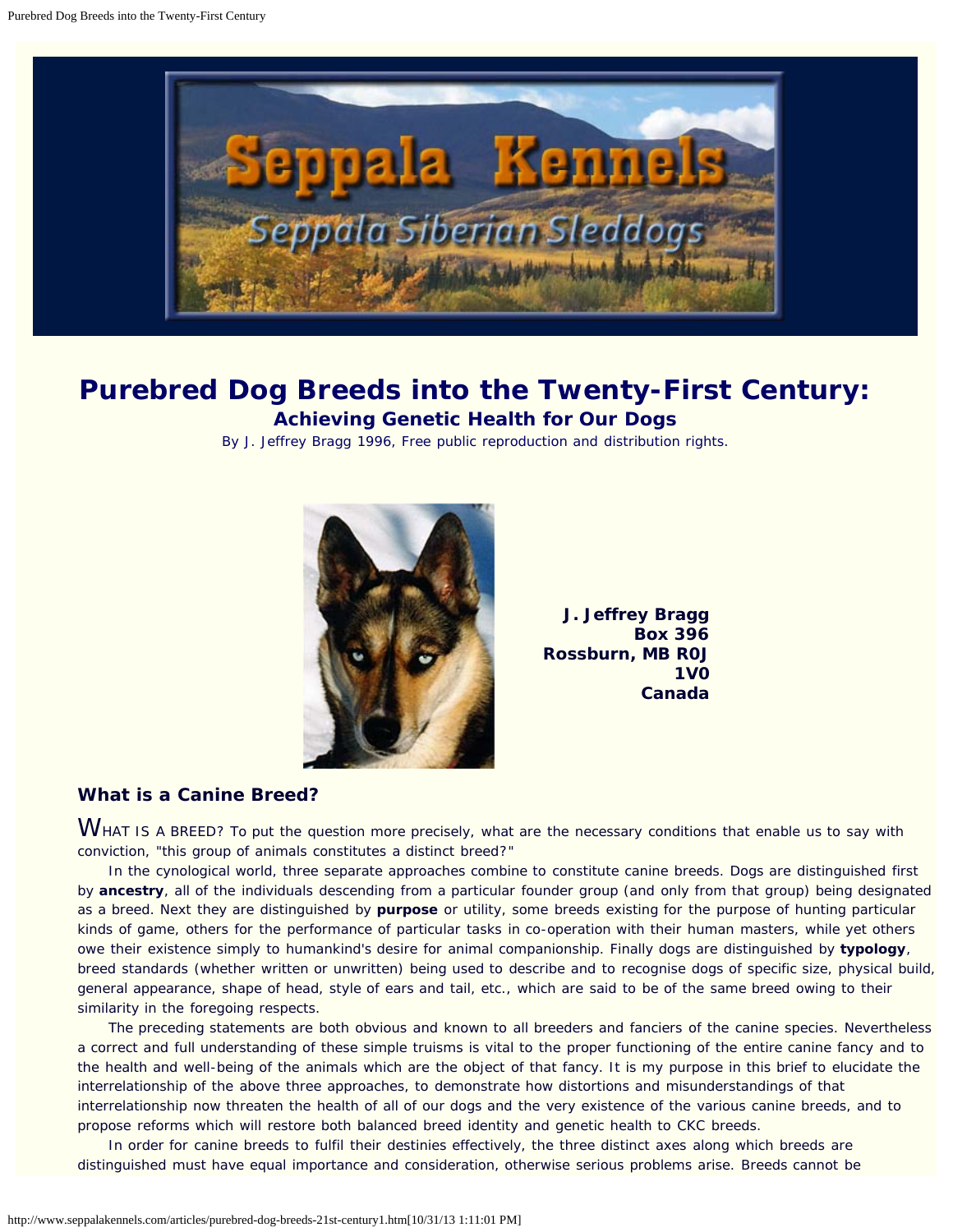# Purebred Dog Breeds into the Twenty-First Century:

## Achieving Genetic Health for Our Dogs

By J. Jeffrey Bragg 1996, Free public reproduction and distribution rights.

**J. Jeffrey Bragg**
**Box 396**
**Rossburn, MB R0J 1V0**
**Canada**

### What is a Canine Breed?

WHAT IS A BREED? To put the question more precisely, what are the necessary conditions that enable us to say with conviction, "this group of animals constitutes a distinct breed?"

In the cynological world, three separate approaches combine to constitute canine breeds. Dogs are distinguished first by **ancestry**, all of the individuals descending from a particular founder group (and only from that group) being designated as a breed. Next they are distinguished by **purpose** or utility, some breeds existing for the purpose of hunting particular kinds of game, others for the performance of particular tasks in co-operation with their human masters, while yet others owe their existence simply to humankind's desire for animal companionship. Finally dogs are distinguished by **typology**, breed standards (whether written or unwritten) being used to describe and to recognise dogs of specific size, physical build, general appearance, shape of head, style of ears and tail, etc., which are said to be of the same breed owing to their similarity in the foregoing respects.

The preceding statements are both obvious and known to all breeders and fanciers of the canine species. Nevertheless a correct and full understanding of these simple truisms is vital to the proper functioning of the entire canine fancy and to the health and well-being of the animals which are the object of that fancy. It is my purpose in this brief to elucidate the interrelationship of the above three approaches, to demonstrate how distortions and misunderstandings of that interrelationship now threaten the health of all of our dogs and the very existence of the various canine breeds, and to propose reforms which will restore both balanced breed identity and genetic health to CKC breeds.

In order for canine breeds to fulfil their destinies effectively, the three distinct axes along which breeds are distinguished must have equal importance and consideration, otherwise serious problems arise. Breeds cannot be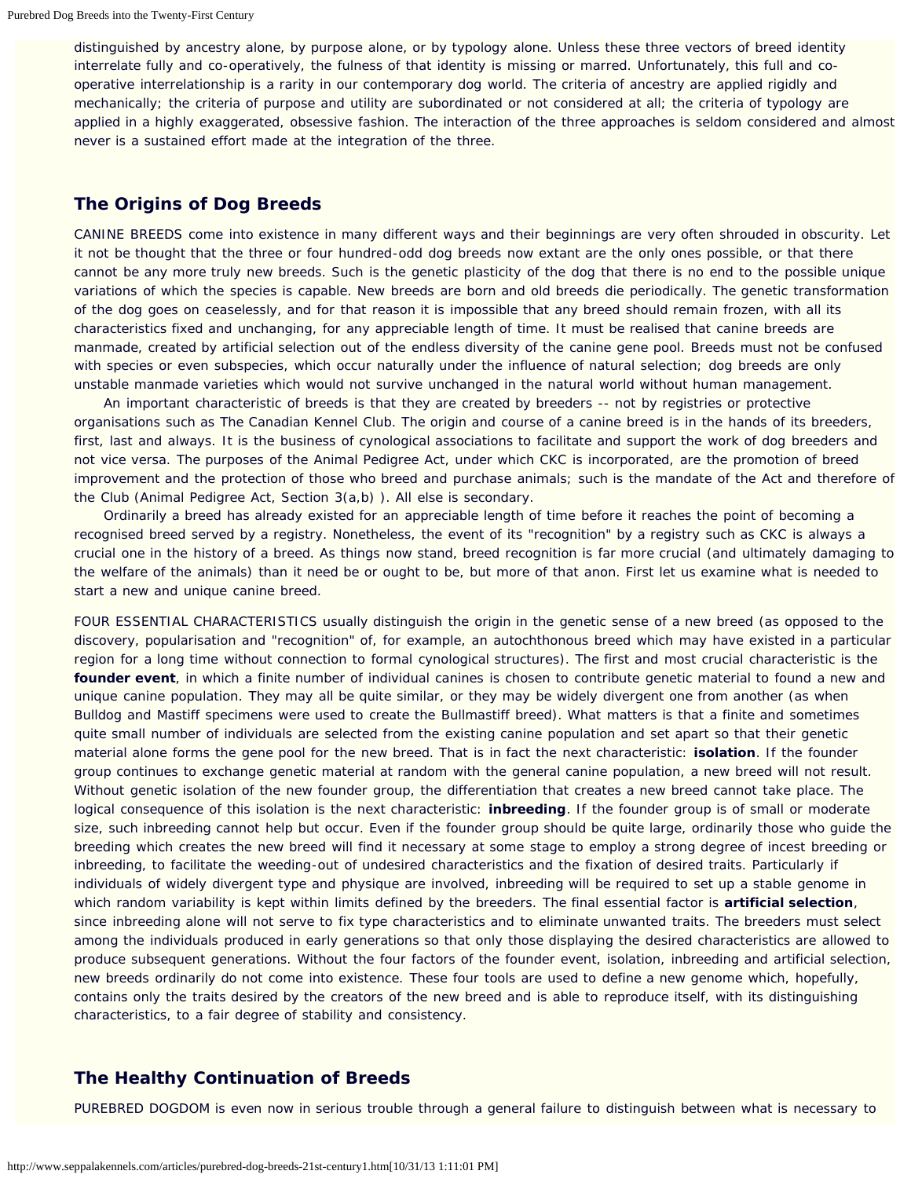distinguished by ancestry alone, by purpose alone, or by typology alone. Unless these three vectors of breed identity interrelate fully and co-operatively, the fulness of that identity is missing or marred. Unfortunately, this full and co-operative interrelationship is a rarity in our contemporary dog world. The criteria of ancestry are applied rigidly and mechanically; the criteria of purpose and utility are subordinated or not considered at all; the criteria of typology are applied in a highly exaggerated, obsessive fashion. The interaction of the three approaches is seldom considered and almost never is a sustained effort made at the integration of the three.

## The Origins of Dog Breeds

CANINE BREEDS come into existence in many different ways and their beginnings are very often shrouded in obscurity. Let it not be thought that the three or four hundred-odd dog breeds now extant are the only ones possible, or that there cannot be any more truly new breeds. Such is the genetic plasticity of the dog that there is no end to the possible unique variations of which the species is capable. New breeds are born and old breeds die periodically. The genetic transformation of the dog goes on ceaselessly, and for that reason it is impossible that any breed should remain frozen, with all its characteristics fixed and unchanging, for any appreciable length of time. It must be realised that canine breeds are manmade, created by artificial selection out of the endless diversity of the canine gene pool. Breeds must not be confused with species or even subspecies, which occur naturally under the influence of natural selection; dog breeds are only unstable manmade varieties which would not survive unchanged in the natural world without human management.

An important characteristic of breeds is that they are created by breeders -- not by registries or protective organisations such as The Canadian Kennel Club. The origin and course of a canine breed is in the hands of its breeders, first, last and always. It is the business of cynological associations to facilitate and support the work of dog breeders and not vice versa. The purposes of the Animal Pedigree Act, under which CKC is incorporated, are the promotion of breed improvement and the protection of those who breed and purchase animals; such is the mandate of the Act and therefore of the Club (Animal Pedigree Act, Section 3(a,b) ). All else is secondary.

Ordinarily a breed has already existed for an appreciable length of time before it reaches the point of becoming a recognised breed served by a registry. Nonetheless, the event of its "recognition" by a registry such as CKC is always a crucial one in the history of a breed. As things now stand, breed recognition is far more crucial (and ultimately damaging to the welfare of the animals) than it need be or ought to be, but more of that anon. First let us examine what is needed to start a new and unique canine breed.

FOUR ESSENTIAL CHARACTERISTICS usually distinguish the origin in the genetic sense of a new breed (as opposed to the discovery, popularisation and "recognition" of, for example, an autochthonous breed which may have existed in a particular region for a long time without connection to formal cynological structures). The first and most crucial characteristic is the **founder event**, in which a finite number of individual canines is chosen to contribute genetic material to found a new and unique canine population. They may all be quite similar, or they may be widely divergent one from another (as when Bulldog and Mastiff specimens were used to create the Bullmastiff breed). What matters is that a finite and sometimes quite small number of individuals are selected from the existing canine population and set apart so that their genetic material alone forms the gene pool for the new breed. That is in fact the next characteristic: **isolation**. If the founder group continues to exchange genetic material at random with the general canine population, a new breed will not result. Without genetic isolation of the new founder group, the differentiation that creates a new breed cannot take place. The logical consequence of this isolation is the next characteristic: **inbreeding**. If the founder group is of small or moderate size, such inbreeding cannot help but occur. Even if the founder group should be quite large, ordinarily those who guide the breeding which creates the new breed will find it necessary at some stage to employ a strong degree of incest breeding or inbreeding, to facilitate the weeding-out of undesired characteristics and the fixation of desired traits. Particularly if individuals of widely divergent type and physique are involved, inbreeding will be required to set up a stable genome in which random variability is kept within limits defined by the breeders. The final essential factor is **artificial selection**, since inbreeding alone will not serve to fix type characteristics and to eliminate unwanted traits. The breeders must select among the individuals produced in early generations so that only those displaying the desired characteristics are allowed to produce subsequent generations. Without the four factors of the founder event, isolation, inbreeding and artificial selection, new breeds ordinarily do not come into existence. These four tools are used to define a new genome which, hopefully, contains only the traits desired by the creators of the new breed and is able to reproduce itself, with its distinguishing characteristics, to a fair degree of stability and consistency.

## The Healthy Continuation of Breeds

PUREBRED DOGDOM is even now in serious trouble through a general failure to distinguish between what is necessary to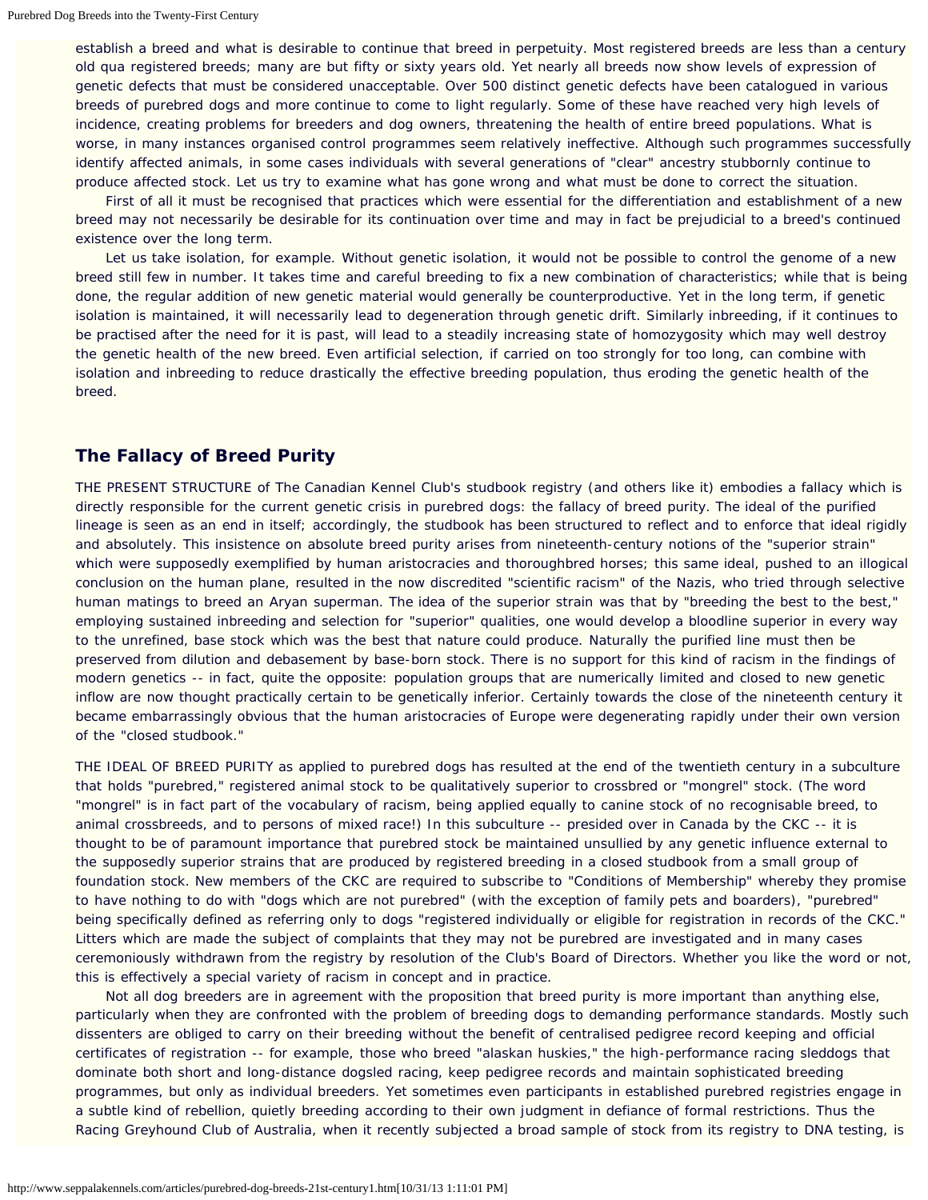establish a breed and what is desirable to continue that breed in perpetuity. Most registered breeds are less than a century old qua registered breeds; many are but fifty or sixty years old. Yet nearly all breeds now show levels of expression of genetic defects that must be considered unacceptable. Over 500 distinct genetic defects have been catalogued in various breeds of purebred dogs and more continue to come to light regularly. Some of these have reached very high levels of incidence, creating problems for breeders and dog owners, threatening the health of entire breed populations. What is worse, in many instances organised control programmes seem relatively ineffective. Although such programmes successfully identify affected animals, in some cases individuals with several generations of "clear" ancestry stubbornly continue to produce affected stock. Let us try to examine what has gone wrong and what must be done to correct the situation.

First of all it must be recognised that practices which were essential for the differentiation and establishment of a new breed may not necessarily be desirable for its continuation over time and may in fact be prejudicial to a breed's continued existence over the long term.

Let us take isolation, for example. Without genetic isolation, it would not be possible to control the genome of a new breed still few in number. It takes time and careful breeding to fix a new combination of characteristics; while that is being done, the regular addition of new genetic material would generally be counterproductive. Yet in the long term, if genetic isolation is maintained, it will necessarily lead to degeneration through genetic drift. Similarly inbreeding, if it continues to be practised after the need for it is past, will lead to a steadily increasing state of homozygosity which may well destroy the genetic health of the new breed. Even artificial selection, if carried on too strongly for too long, can combine with isolation and inbreeding to reduce drastically the effective breeding population, thus eroding the genetic health of the breed.

## The Fallacy of Breed Purity

THE PRESENT STRUCTURE of The Canadian Kennel Club's studbook registry (and others like it) embodies a fallacy which is directly responsible for the current genetic crisis in purebred dogs: the fallacy of breed purity. The ideal of the purified lineage is seen as an end in itself; accordingly, the studbook has been structured to reflect and to enforce that ideal rigidly and absolutely. This insistence on absolute breed purity arises from nineteenth-century notions of the "superior strain" which were supposedly exemplified by human aristocracies and thoroughbred horses; this same ideal, pushed to an illogical conclusion on the human plane, resulted in the now discredited "scientific racism" of the Nazis, who tried through selective human matings to breed an Aryan superman. The idea of the superior strain was that by "breeding the best to the best," employing sustained inbreeding and selection for "superior" qualities, one would develop a bloodline superior in every way to the unrefined, base stock which was the best that nature could produce. Naturally the purified line must then be preserved from dilution and debasement by base-born stock. There is no support for this kind of racism in the findings of modern genetics -- in fact, quite the opposite: population groups that are numerically limited and closed to new genetic inflow are now thought practically certain to be genetically inferior. Certainly towards the close of the nineteenth century it became embarrassingly obvious that the human aristocracies of Europe were degenerating rapidly under their own version of the "closed studbook."

THE IDEAL OF BREED PURITY as applied to purebred dogs has resulted at the end of the twentieth century in a subculture that holds "purebred," registered animal stock to be qualitatively superior to crossbred or "mongrel" stock. (The word "mongrel" is in fact part of the vocabulary of racism, being applied equally to canine stock of no recognisable breed, to animal crossbreeds, and to persons of mixed race!) In this subculture -- presided over in Canada by the CKC -- it is thought to be of paramount importance that purebred stock be maintained unsullied by any genetic influence external to the supposedly superior strains that are produced by registered breeding in a closed studbook from a small group of foundation stock. New members of the CKC are required to subscribe to "Conditions of Membership" whereby they promise to have nothing to do with "dogs which are not purebred" (with the exception of family pets and boarders), "purebred" being specifically defined as referring only to dogs "registered individually or eligible for registration in records of the CKC." Litters which are made the subject of complaints that they may not be purebred are investigated and in many cases ceremoniously withdrawn from the registry by resolution of the Club's Board of Directors. Whether you like the word or not, this is effectively a special variety of racism in concept and in practice.

Not all dog breeders are in agreement with the proposition that breed purity is more important than anything else, particularly when they are confronted with the problem of breeding dogs to demanding performance standards. Mostly such dissenters are obliged to carry on their breeding without the benefit of centralised pedigree record keeping and official certificates of registration -- for example, those who breed "alaskan huskies," the high-performance racing sleddogs that dominate both short and long-distance dogsled racing, keep pedigree records and maintain sophisticated breeding programmes, but only as individual breeders. Yet sometimes even participants in established purebred registries engage in a subtle kind of rebellion, quietly breeding according to their own judgment in defiance of formal restrictions. Thus the Racing Greyhound Club of Australia, when it recently subjected a broad sample of stock from its registry to DNA testing, is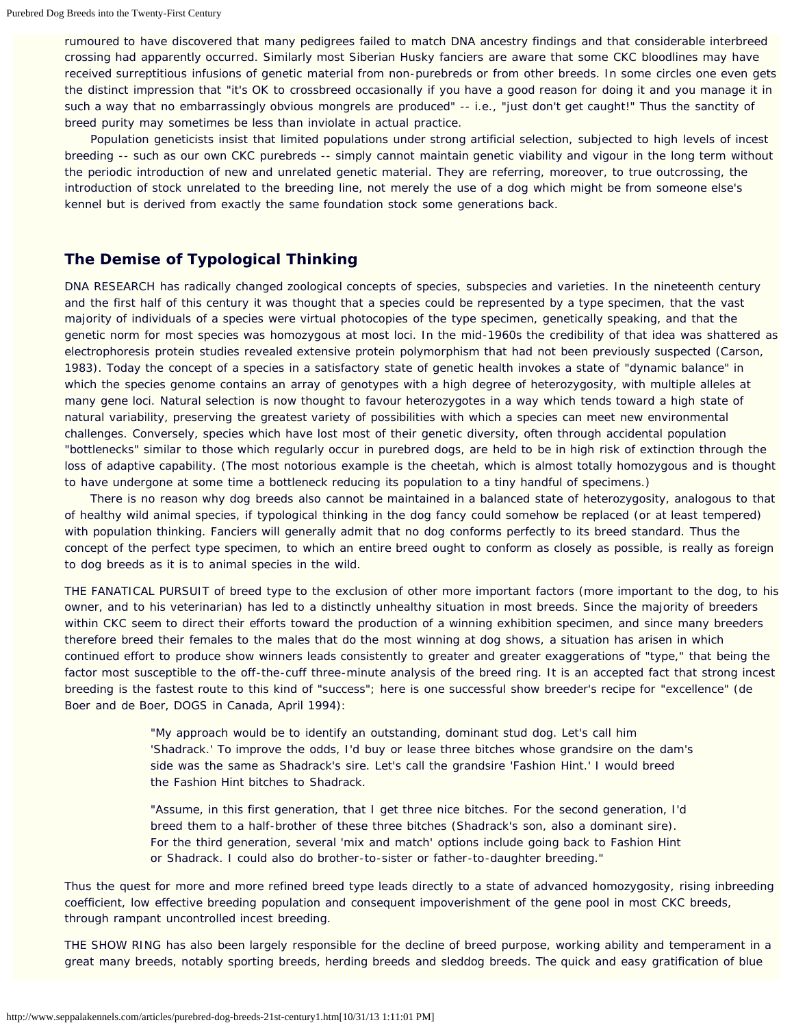rumoured to have discovered that many pedigrees failed to match DNA ancestry findings and that considerable interbreed crossing had apparently occurred. Similarly most Siberian Husky fanciers are aware that some CKC bloodlines may have received surreptitious infusions of genetic material from non-purebreds or from other breeds. In some circles one even gets the distinct impression that "it's OK to crossbreed occasionally if you have a good reason for doing it and you manage it in such a way that no embarrassingly obvious mongrels are produced" -- i.e., "just don't get caught!" Thus the sanctity of breed purity may sometimes be less than inviolate in actual practice.

Population geneticists insist that limited populations under strong artificial selection, subjected to high levels of incest breeding -- such as our own CKC purebreds -- simply cannot maintain genetic viability and vigour in the long term without the periodic introduction of new and unrelated genetic material. They are referring, moreover, to true outcrossing, the introduction of stock unrelated to the breeding line, not merely the use of a dog which might be from someone else's kennel but is derived from exactly the same foundation stock some generations back.

## The Demise of Typological Thinking

DNA RESEARCH has radically changed zoological concepts of species, subspecies and varieties. In the nineteenth century and the first half of this century it was thought that a species could be represented by a type specimen, that the vast majority of individuals of a species were virtual photocopies of the type specimen, genetically speaking, and that the genetic norm for most species was homozygous at most loci. In the mid-1960s the credibility of that idea was shattered as electrophoresis protein studies revealed extensive protein polymorphism that had not been previously suspected (Carson, 1983). Today the concept of a species in a satisfactory state of genetic health invokes a state of "dynamic balance" in which the species genome contains an array of genotypes with a high degree of heterozygosity, with multiple alleles at many gene loci. Natural selection is now thought to favour heterozygotes in a way which tends toward a high state of natural variability, preserving the greatest variety of possibilities with which a species can meet new environmental challenges. Conversely, species which have lost most of their genetic diversity, often through accidental population "bottlenecks" similar to those which regularly occur in purebred dogs, are held to be in high risk of extinction through the loss of adaptive capability. (The most notorious example is the cheetah, which is almost totally homozygous and is thought to have undergone at some time a bottleneck reducing its population to a tiny handful of specimens.)

There is no reason why dog breeds also cannot be maintained in a balanced state of heterozygosity, analogous to that of healthy wild animal species, if typological thinking in the dog fancy could somehow be replaced (or at least tempered) with population thinking. Fanciers will generally admit that no dog conforms perfectly to its breed standard. Thus the concept of the perfect type specimen, to which an entire breed ought to conform as closely as possible, is really as foreign to dog breeds as it is to animal species in the wild.

THE FANATICAL PURSUIT of breed type to the exclusion of other more important factors (more important to the dog, to his owner, and to his veterinarian) has led to a distinctly unhealthy situation in most breeds. Since the majority of breeders within CKC seem to direct their efforts toward the production of a winning exhibition specimen, and since many breeders therefore breed their females to the males that do the most winning at dog shows, a situation has arisen in which continued effort to produce show winners leads consistently to greater and greater exaggerations of "type," that being the factor most susceptible to the off-the-cuff three-minute analysis of the breed ring. It is an accepted fact that strong incest breeding is the fastest route to this kind of "success"; here is one successful show breeder's recipe for "excellence" (de Boer and de Boer, DOGS in Canada, April 1994):

> "My approach would be to identify an outstanding, dominant stud dog. Let's call him 'Shadrack.' To improve the odds, I'd buy or lease three bitches whose grandsire on the dam's side was the same as Shadrack's sire. Let's call the grandsire 'Fashion Hint.' I would breed the Fashion Hint bitches to Shadrack.
>
> "Assume, in this first generation, that I get three nice bitches. For the second generation, I'd breed them to a half-brother of these three bitches (Shadrack's son, also a dominant sire). For the third generation, several 'mix and match' options include going back to Fashion Hint or Shadrack. I could also do brother-to-sister or father-to-daughter breeding."

Thus the quest for more and more refined breed type leads directly to a state of advanced homozygosity, rising inbreeding coefficient, low effective breeding population and consequent impoverishment of the gene pool in most CKC breeds, through rampant uncontrolled incest breeding.

THE SHOW RING has also been largely responsible for the decline of breed purpose, working ability and temperament in a great many breeds, notably sporting breeds, herding breeds and sleddog breeds. The quick and easy gratification of blue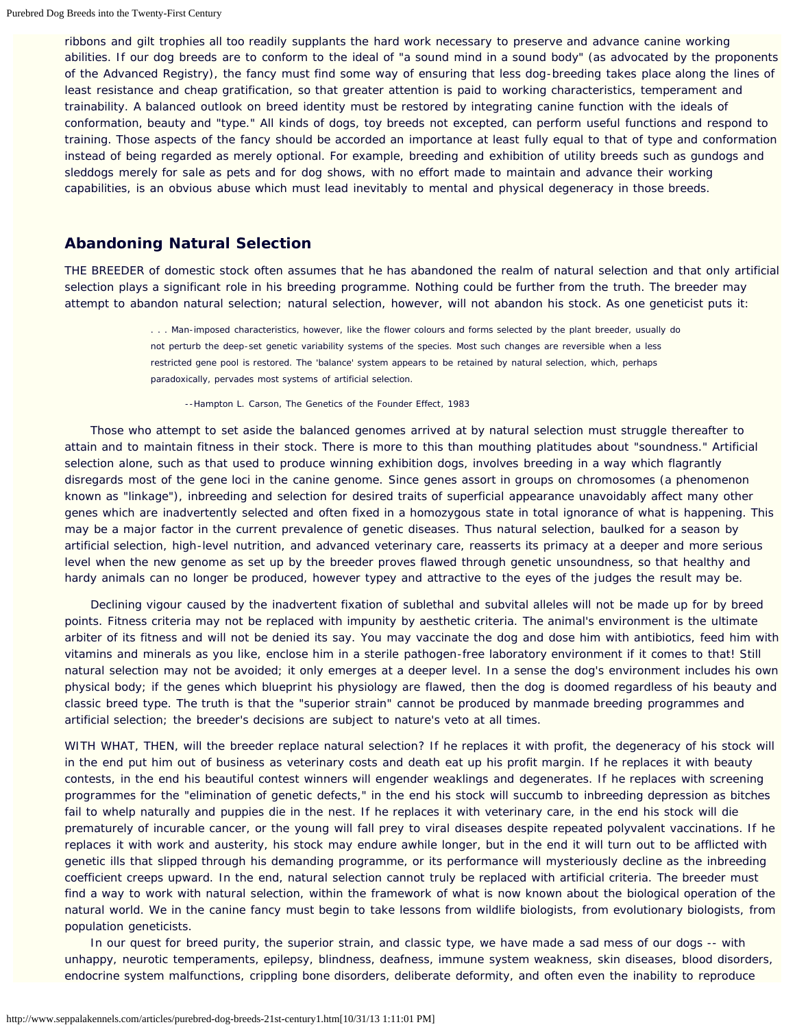ribbons and gilt trophies all too readily supplants the hard work necessary to preserve and advance canine working abilities. If our dog breeds are to conform to the ideal of "a sound mind in a sound body" (as advocated by the proponents of the Advanced Registry), the fancy must find some way of ensuring that less dog-breeding takes place along the lines of least resistance and cheap gratification, so that greater attention is paid to working characteristics, temperament and trainability. A balanced outlook on breed identity must be restored by integrating canine function with the ideals of conformation, beauty and "type." All kinds of dogs, toy breeds not excepted, can perform useful functions and respond to training. Those aspects of the fancy should be accorded an importance at least fully equal to that of type and conformation instead of being regarded as merely optional. For example, breeding and exhibition of utility breeds such as gundogs and sleddogs merely for sale as pets and for dog shows, with no effort made to maintain and advance their working capabilities, is an obvious abuse which must lead inevitably to mental and physical degeneracy in those breeds.

## Abandoning Natural Selection

THE BREEDER of domestic stock often assumes that he has abandoned the realm of natural selection and that only artificial selection plays a significant role in his breeding programme. Nothing could be further from the truth. The breeder may attempt to abandon natural selection; natural selection, however, will not abandon his stock. As one geneticist puts it:

> . . . Man-imposed characteristics, however, like the flower colours and forms selected by the plant breeder, usually do not perturb the deep-set genetic variability systems of the species. Most such changes are reversible when a less restricted gene pool is restored. The 'balance' system appears to be retained by natural selection, which, perhaps paradoxically, pervades most systems of artificial selection.
>
> --Hampton L. Carson, The Genetics of the Founder Effect, 1983

Those who attempt to set aside the balanced genomes arrived at by natural selection must struggle thereafter to attain and to maintain fitness in their stock. There is more to this than mouthing platitudes about "soundness." Artificial selection alone, such as that used to produce winning exhibition dogs, involves breeding in a way which flagrantly disregards most of the gene loci in the canine genome. Since genes assort in groups on chromosomes (a phenomenon known as "linkage"), inbreeding and selection for desired traits of superficial appearance unavoidably affect many other genes which are inadvertently selected and often fixed in a homozygous state in total ignorance of what is happening. This may be a major factor in the current prevalence of genetic diseases. Thus natural selection, baulked for a season by artificial selection, high-level nutrition, and advanced veterinary care, reasserts its primacy at a deeper and more serious level when the new genome as set up by the breeder proves flawed through genetic unsoundness, so that healthy and hardy animals can no longer be produced, however typey and attractive to the eyes of the judges the result may be.

Declining vigour caused by the inadvertent fixation of sublethal and subvital alleles will not be made up for by breed points. Fitness criteria may not be replaced with impunity by aesthetic criteria. The animal's environment is the ultimate arbiter of its fitness and will not be denied its say. You may vaccinate the dog and dose him with antibiotics, feed him with vitamins and minerals as you like, enclose him in a sterile pathogen-free laboratory environment if it comes to that! Still natural selection may not be avoided; it only emerges at a deeper level. In a sense the dog's environment includes his own physical body; if the genes which blueprint his physiology are flawed, then the dog is doomed regardless of his beauty and classic breed type. The truth is that the "superior strain" cannot be produced by manmade breeding programmes and artificial selection; the breeder's decisions are subject to nature's veto at all times.

WITH WHAT, THEN, will the breeder replace natural selection? If he replaces it with profit, the degeneracy of his stock will in the end put him out of business as veterinary costs and death eat up his profit margin. If he replaces it with beauty contests, in the end his beautiful contest winners will engender weaklings and degenerates. If he replaces with screening programmes for the "elimination of genetic defects," in the end his stock will succumb to inbreeding depression as bitches fail to whelp naturally and puppies die in the nest. If he replaces it with veterinary care, in the end his stock will die prematurely of incurable cancer, or the young will fall prey to viral diseases despite repeated polyvalent vaccinations. If he replaces it with work and austerity, his stock may endure awhile longer, but in the end it will turn out to be afflicted with genetic ills that slipped through his demanding programme, or its performance will mysteriously decline as the inbreeding coefficient creeps upward. In the end, natural selection cannot truly be replaced with artificial criteria. The breeder must find a way to work with natural selection, within the framework of what is now known about the biological operation of the natural world. We in the canine fancy must begin to take lessons from wildlife biologists, from evolutionary biologists, from population geneticists.

In our quest for breed purity, the superior strain, and classic type, we have made a sad mess of our dogs -- with unhappy, neurotic temperaments, epilepsy, blindness, deafness, immune system weakness, skin diseases, blood disorders, endocrine system malfunctions, crippling bone disorders, deliberate deformity, and often even the inability to reproduce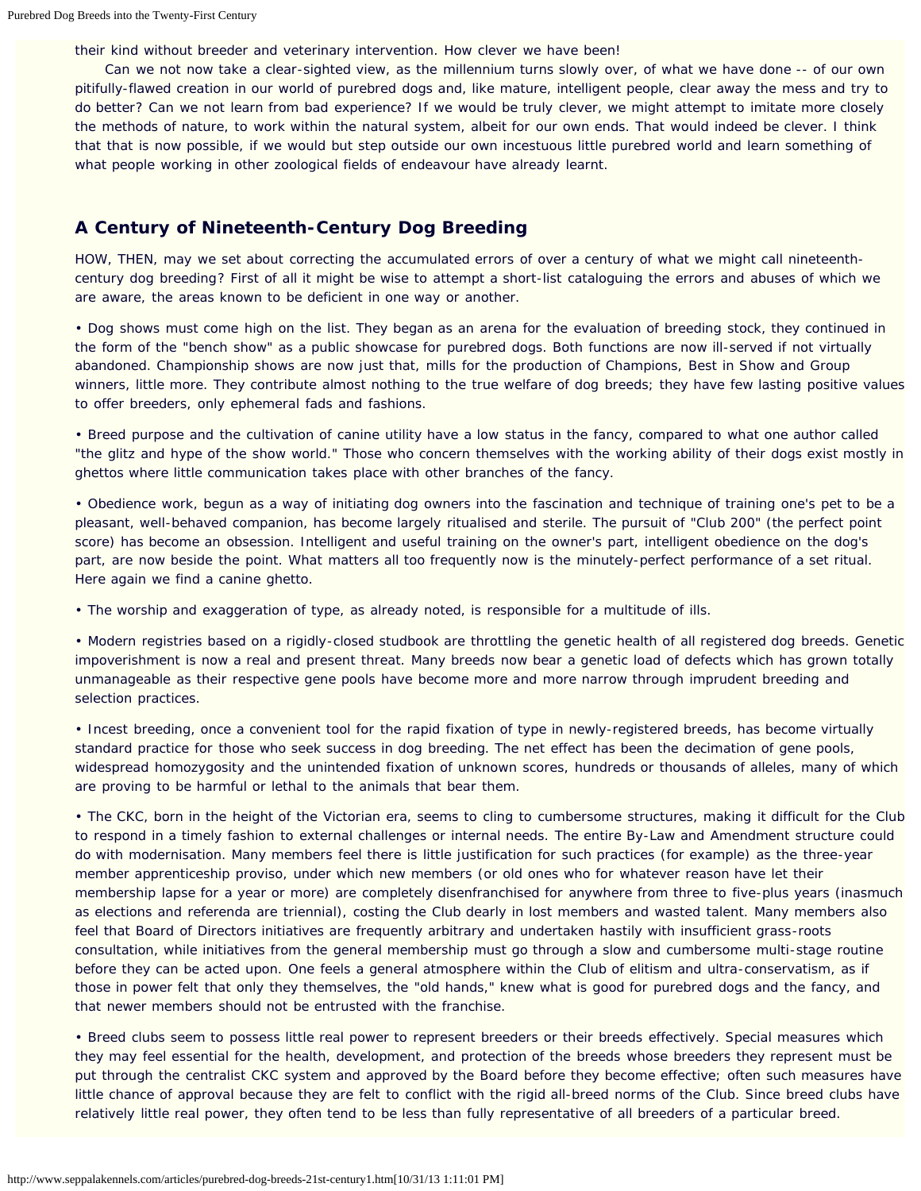their kind without breeder and veterinary intervention. How clever we have been!

Can we not now take a clear-sighted view, as the millennium turns slowly over, of what we have done -- of our own pitifully-flawed creation in our world of purebred dogs and, like mature, intelligent people, clear away the mess and try to do better? Can we not learn from bad experience? If we would be truly clever, we might attempt to imitate more closely the methods of nature, to work within the natural system, albeit for our own ends. That would indeed be clever. I think that that is now possible, if we would but step outside our own incestuous little purebred world and learn something of what people working in other zoological fields of endeavour have already learnt.

## A Century of Nineteenth-Century Dog Breeding

HOW, THEN, may we set about correcting the accumulated errors of over a century of what we might call nineteenth-century dog breeding? First of all it might be wise to attempt a short-list cataloguing the errors and abuses of which we are aware, the areas known to be deficient in one way or another.

- Dog shows must come high on the list. They began as an arena for the evaluation of breeding stock, they continued in the form of the "bench show" as a public showcase for purebred dogs. Both functions are now ill-served if not virtually abandoned. Championship shows are now just that, mills for the production of Champions, Best in Show and Group winners, little more. They contribute almost nothing to the true welfare of dog breeds; they have few lasting positive values to offer breeders, only ephemeral fads and fashions.

- Breed purpose and the cultivation of canine utility have a low status in the fancy, compared to what one author called "the glitz and hype of the show world." Those who concern themselves with the working ability of their dogs exist mostly in ghettos where little communication takes place with other branches of the fancy.

- Obedience work, begun as a way of initiating dog owners into the fascination and technique of training one's pet to be a pleasant, well-behaved companion, has become largely ritualised and sterile. The pursuit of "Club 200" (the perfect point score) has become an obsession. Intelligent and useful training on the owner's part, intelligent obedience on the dog's part, are now beside the point. What matters all too frequently now is the minutely-perfect performance of a set ritual. Here again we find a canine ghetto.

- The worship and exaggeration of type, as already noted, is responsible for a multitude of ills.

- Modern registries based on a rigidly-closed studbook are throttling the genetic health of all registered dog breeds. Genetic impoverishment is now a real and present threat. Many breeds now bear a genetic load of defects which has grown totally unmanageable as their respective gene pools have become more and more narrow through imprudent breeding and selection practices.

- Incest breeding, once a convenient tool for the rapid fixation of type in newly-registered breeds, has become virtually standard practice for those who seek success in dog breeding. The net effect has been the decimation of gene pools, widespread homozygosity and the unintended fixation of unknown scores, hundreds or thousands of alleles, many of which are proving to be harmful or lethal to the animals that bear them.

- The CKC, born in the height of the Victorian era, seems to cling to cumbersome structures, making it difficult for the Club to respond in a timely fashion to external challenges or internal needs. The entire By-Law and Amendment structure could do with modernisation. Many members feel there is little justification for such practices (for example) as the three-year member apprenticeship proviso, under which new members (or old ones who for whatever reason have let their membership lapse for a year or more) are completely disenfranchised for anywhere from three to five-plus years (inasmuch as elections and referenda are triennial), costing the Club dearly in lost members and wasted talent. Many members also feel that Board of Directors initiatives are frequently arbitrary and undertaken hastily with insufficient grass-roots consultation, while initiatives from the general membership must go through a slow and cumbersome multi-stage routine before they can be acted upon. One feels a general atmosphere within the Club of elitism and ultra-conservatism, as if those in power felt that only they themselves, the "old hands," knew what is good for purebred dogs and the fancy, and that newer members should not be entrusted with the franchise.

- Breed clubs seem to possess little real power to represent breeders or their breeds effectively. Special measures which they may feel essential for the health, development, and protection of the breeds whose breeders they represent must be put through the centralist CKC system and approved by the Board before they become effective; often such measures have little chance of approval because they are felt to conflict with the rigid all-breed norms of the Club. Since breed clubs have relatively little real power, they often tend to be less than fully representative of all breeders of a particular breed.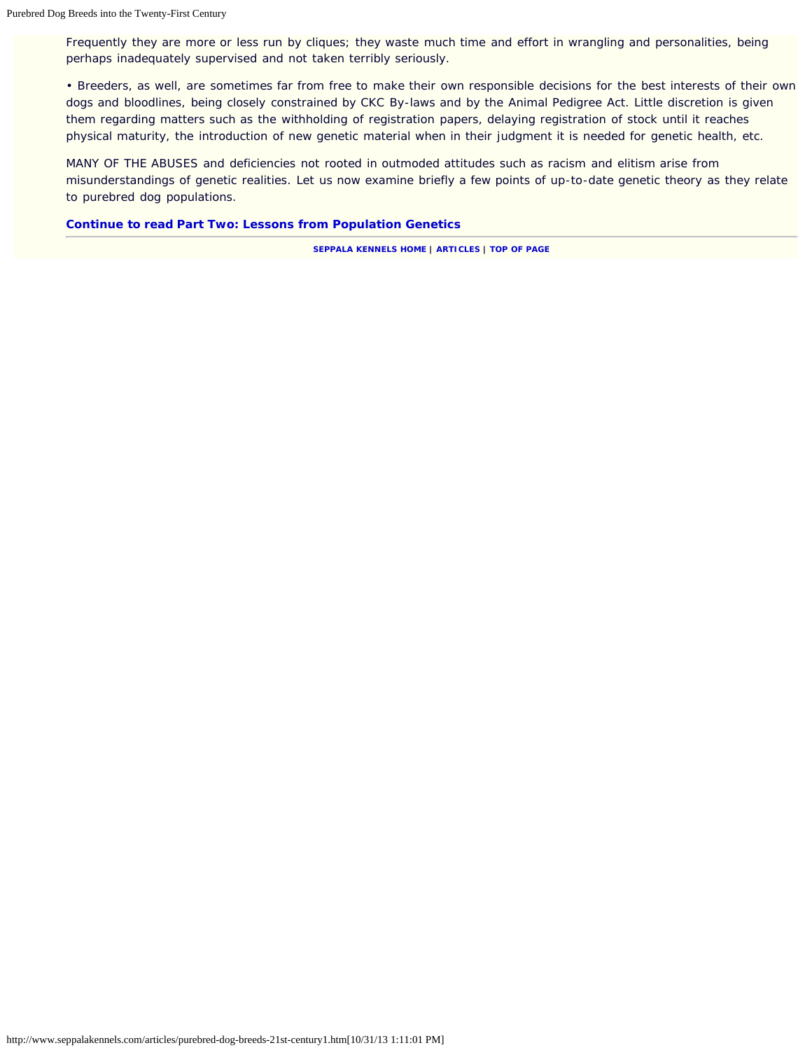Frequently they are more or less run by cliques; they waste much time and effort in wrangling and personalities, being perhaps inadequately supervised and not taken terribly seriously.

• Breeders, as well, are sometimes far from free to make their own responsible decisions for the best interests of their own dogs and bloodlines, being closely constrained by CKC By-laws and by the Animal Pedigree Act. Little discretion is given them regarding matters such as the withholding of registration papers, delaying registration of stock until it reaches physical maturity, the introduction of new genetic material when in their judgment it is needed for genetic health, etc.

MANY OF THE ABUSES and deficiencies not rooted in outmoded attitudes such as racism and elitism arise from misunderstandings of genetic realities. Let us now examine briefly a few points of up-to-date genetic theory as they relate to purebred dog populations.

**Continue to read Part Two: Lessons from Population Genetics**

---

SEPPALA KENNELS HOME | ARTICLES | TOP OF PAGE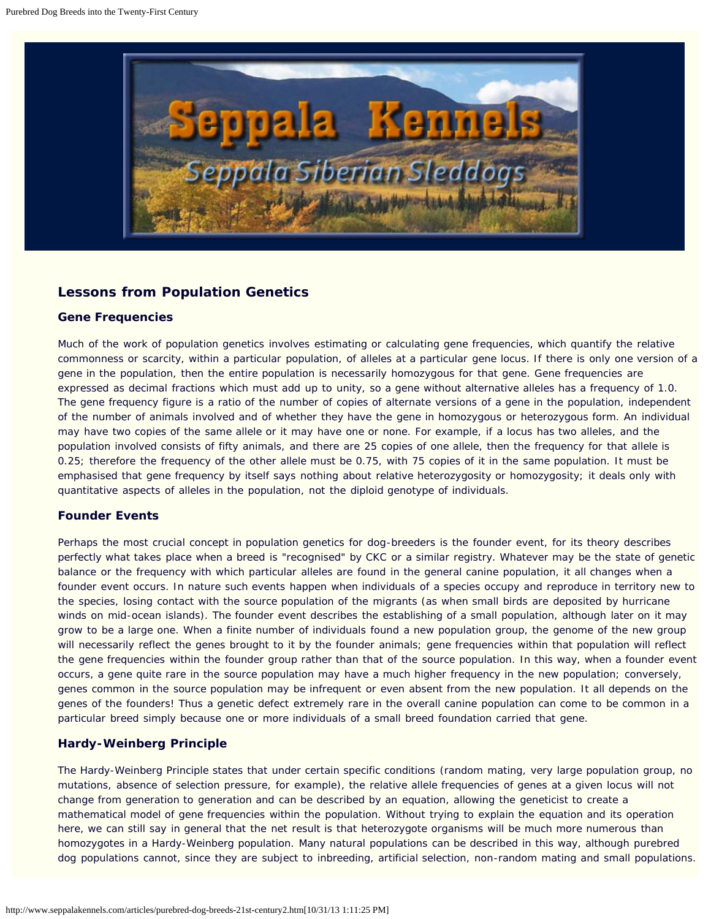## Lessons from Population Genetics

### Gene Frequencies

Much of the work of population genetics involves estimating or calculating gene frequencies, which quantify the relative commonness or scarcity, within a particular population, of alleles at a particular gene locus. If there is only one version of a gene in the population, then the entire population is necessarily homozygous for that gene. Gene frequencies are expressed as decimal fractions which must add up to unity, so a gene without alternative alleles has a frequency of 1.0. The gene frequency figure is a ratio of the number of copies of alternate versions of a gene in the population, independent of the number of animals involved and of whether they have the gene in homozygous or heterozygous form. An individual may have two copies of the same allele or it may have one or none. For example, if a locus has two alleles, and the population involved consists of fifty animals, and there are 25 copies of one allele, then the frequency for that allele is 0.25; therefore the frequency of the other allele must be 0.75, with 75 copies of it in the same population. It must be emphasised that gene frequency by itself says nothing about relative heterozygosity or homozygosity; it deals only with quantitative aspects of alleles in the population, not the diploid genotype of individuals.

### Founder Events

Perhaps the most crucial concept in population genetics for dog-breeders is the founder event, for its theory describes perfectly what takes place when a breed is "recognised" by CKC or a similar registry. Whatever may be the state of genetic balance or the frequency with which particular alleles are found in the general canine population, it all changes when a founder event occurs. In nature such events happen when individuals of a species occupy and reproduce in territory new to the species, losing contact with the source population of the migrants (as when small birds are deposited by hurricane winds on mid-ocean islands). The founder event describes the establishing of a small population, although later on it may grow to be a large one. When a finite number of individuals found a new population group, the genome of the new group will necessarily reflect the genes brought to it by the founder animals; gene frequencies within that population will reflect the gene frequencies within the founder group rather than that of the source population. In this way, when a founder event occurs, a gene quite rare in the source population may have a much higher frequency in the new population; conversely, genes common in the source population may be infrequent or even absent from the new population. It all depends on the genes of the founders! Thus a genetic defect extremely rare in the overall canine population can come to be common in a particular breed simply because one or more individuals of a small breed foundation carried that gene.

### Hardy-Weinberg Principle

The Hardy-Weinberg Principle states that under certain specific conditions (random mating, very large population group, no mutations, absence of selection pressure, for example), the relative allele frequencies of genes at a given locus will not change from generation to generation and can be described by an equation, allowing the geneticist to create a mathematical model of gene frequencies within the population. Without trying to explain the equation and its operation here, we can still say in general that the net result is that heterozygote organisms will be much more numerous than homozygotes in a Hardy-Weinberg population. Many natural populations can be described in this way, although purebred dog populations cannot, since they are subject to inbreeding, artificial selection, non-random mating and small populations.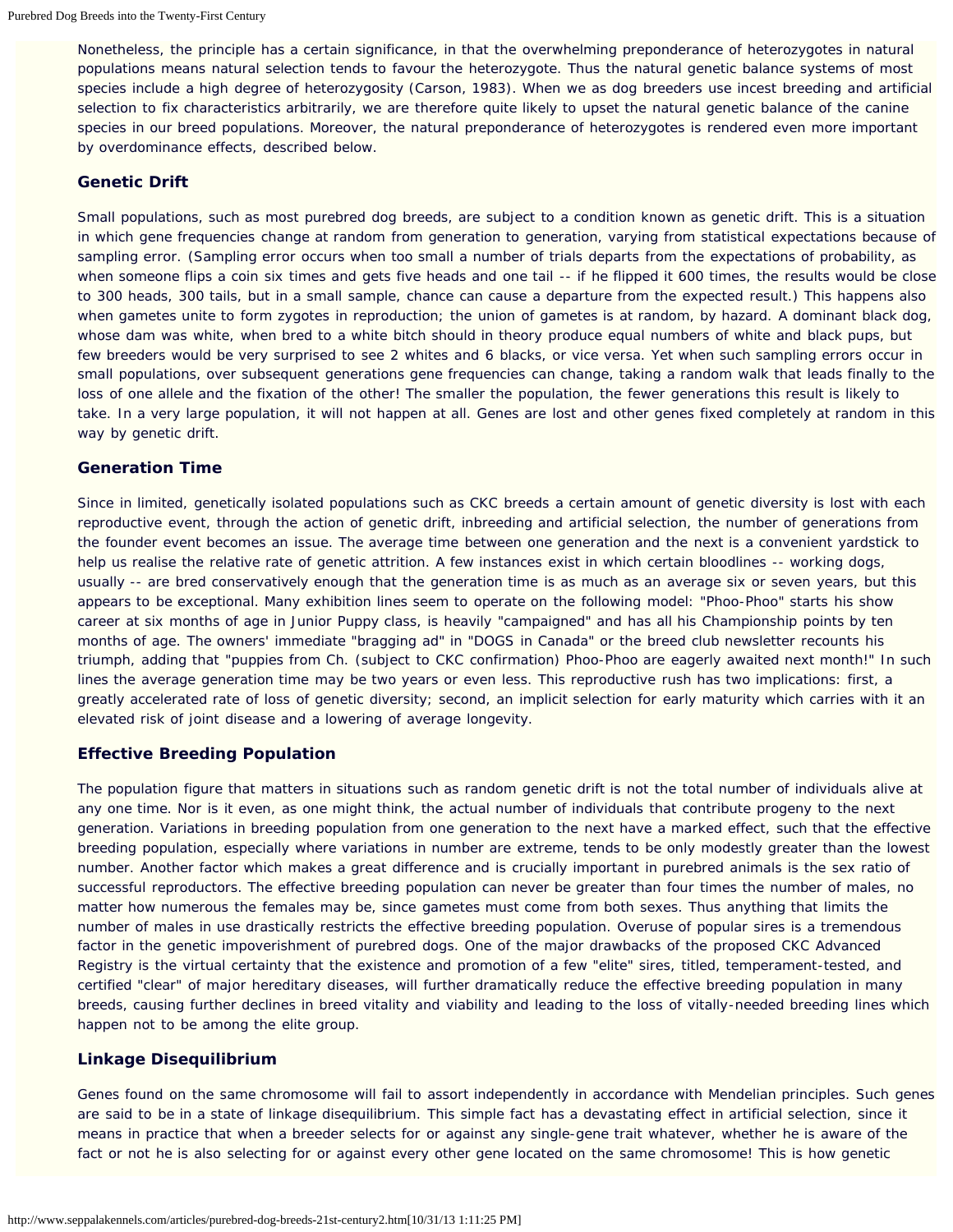Nonetheless, the principle has a certain significance, in that the overwhelming preponderance of heterozygotes in natural populations means natural selection tends to favour the heterozygote. Thus the natural genetic balance systems of most species include a high degree of heterozygosity (Carson, 1983). When we as dog breeders use incest breeding and artificial selection to fix characteristics arbitrarily, we are therefore quite likely to upset the natural genetic balance of the canine species in our breed populations. Moreover, the natural preponderance of heterozygotes is rendered even more important by overdominance effects, described below.

### Genetic Drift

Small populations, such as most purebred dog breeds, are subject to a condition known as genetic drift. This is a situation in which gene frequencies change at random from generation to generation, varying from statistical expectations because of sampling error. (Sampling error occurs when too small a number of trials departs from the expectations of probability, as when someone flips a coin six times and gets five heads and one tail -- if he flipped it 600 times, the results would be close to 300 heads, 300 tails, but in a small sample, chance can cause a departure from the expected result.) This happens also when gametes unite to form zygotes in reproduction; the union of gametes is at random, by hazard. A dominant black dog, whose dam was white, when bred to a white bitch should in theory produce equal numbers of white and black pups, but few breeders would be very surprised to see 2 whites and 6 blacks, or vice versa. Yet when such sampling errors occur in small populations, over subsequent generations gene frequencies can change, taking a random walk that leads finally to the loss of one allele and the fixation of the other! The smaller the population, the fewer generations this result is likely to take. In a very large population, it will not happen at all. Genes are lost and other genes fixed completely at random in this way by genetic drift.

### Generation Time

Since in limited, genetically isolated populations such as CKC breeds a certain amount of genetic diversity is lost with each reproductive event, through the action of genetic drift, inbreeding and artificial selection, the number of generations from the founder event becomes an issue. The average time between one generation and the next is a convenient yardstick to help us realise the relative rate of genetic attrition. A few instances exist in which certain bloodlines -- working dogs, usually -- are bred conservatively enough that the generation time is as much as an average six or seven years, but this appears to be exceptional. Many exhibition lines seem to operate on the following model: "Phoo-Phoo" starts his show career at six months of age in Junior Puppy class, is heavily "campaigned" and has all his Championship points by ten months of age. The owners' immediate "bragging ad" in "DOGS in Canada" or the breed club newsletter recounts his triumph, adding that "puppies from Ch. (subject to CKC confirmation) Phoo-Phoo are eagerly awaited next month!" In such lines the average generation time may be two years or even less. This reproductive rush has two implications: first, a greatly accelerated rate of loss of genetic diversity; second, an implicit selection for early maturity which carries with it an elevated risk of joint disease and a lowering of average longevity.

### Effective Breeding Population

The population figure that matters in situations such as random genetic drift is not the total number of individuals alive at any one time. Nor is it even, as one might think, the actual number of individuals that contribute progeny to the next generation. Variations in breeding population from one generation to the next have a marked effect, such that the effective breeding population, especially where variations in number are extreme, tends to be only modestly greater than the lowest number. Another factor which makes a great difference and is crucially important in purebred animals is the sex ratio of successful reproductors. The effective breeding population can never be greater than four times the number of males, no matter how numerous the females may be, since gametes must come from both sexes. Thus anything that limits the number of males in use drastically restricts the effective breeding population. Overuse of popular sires is a tremendous factor in the genetic impoverishment of purebred dogs. One of the major drawbacks of the proposed CKC Advanced Registry is the virtual certainty that the existence and promotion of a few "elite" sires, titled, temperament-tested, and certified "clear" of major hereditary diseases, will further dramatically reduce the effective breeding population in many breeds, causing further declines in breed vitality and viability and leading to the loss of vitally-needed breeding lines which happen not to be among the elite group.

### Linkage Disequilibrium

Genes found on the same chromosome will fail to assort independently in accordance with Mendelian principles. Such genes are said to be in a state of linkage disequilibrium. This simple fact has a devastating effect in artificial selection, since it means in practice that when a breeder selects for or against any single-gene trait whatever, whether he is aware of the fact or not he is also selecting for or against every other gene located on the same chromosome! This is how genetic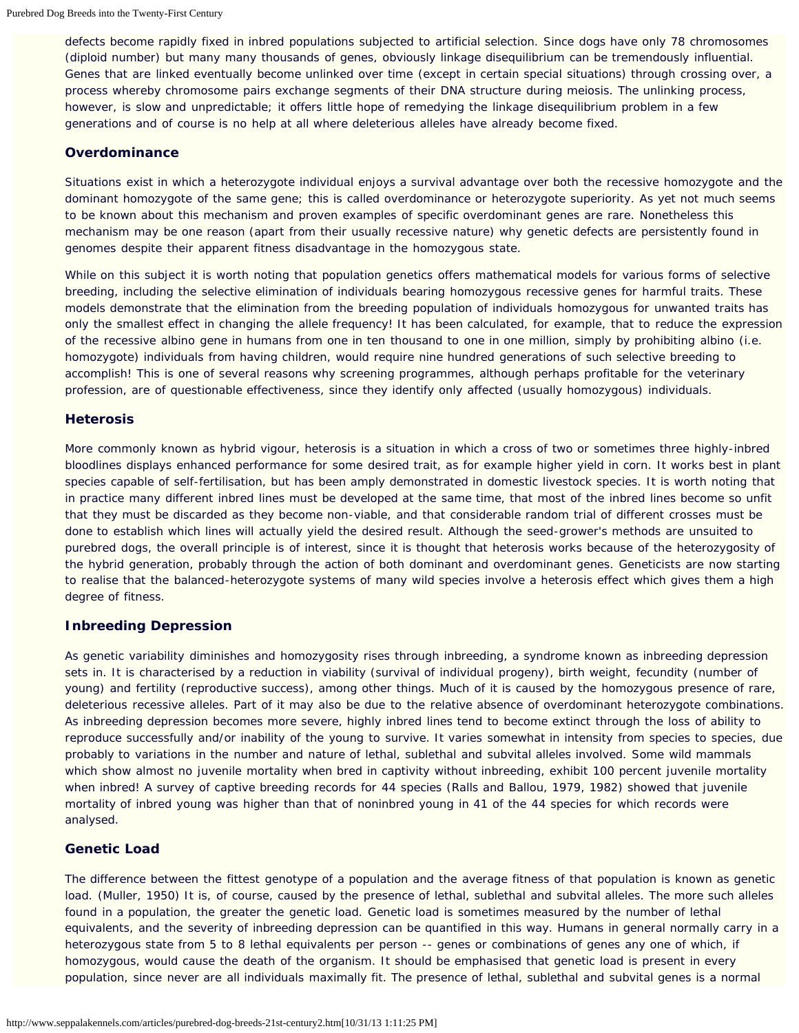defects become rapidly fixed in inbred populations subjected to artificial selection. Since dogs have only 78 chromosomes (diploid number) but many many thousands of genes, obviously linkage disequilibrium can be tremendously influential. Genes that are linked eventually become unlinked over time (except in certain special situations) through crossing over, a process whereby chromosome pairs exchange segments of their DNA structure during meiosis. The unlinking process, however, is slow and unpredictable; it offers little hope of remedying the linkage disequilibrium problem in a few generations and of course is no help at all where deleterious alleles have already become fixed.

### Overdominance

Situations exist in which a heterozygote individual enjoys a survival advantage over both the recessive homozygote and the dominant homozygote of the same gene; this is called overdominance or heterozygote superiority. As yet not much seems to be known about this mechanism and proven examples of specific overdominant genes are rare. Nonetheless this mechanism may be one reason (apart from their usually recessive nature) why genetic defects are persistently found in genomes despite their apparent fitness disadvantage in the homozygous state.

While on this subject it is worth noting that population genetics offers mathematical models for various forms of selective breeding, including the selective elimination of individuals bearing homozygous recessive genes for harmful traits. These models demonstrate that the elimination from the breeding population of individuals homozygous for unwanted traits has only the smallest effect in changing the allele frequency! It has been calculated, for example, that to reduce the expression of the recessive albino gene in humans from one in ten thousand to one in one million, simply by prohibiting albino (i.e. homozygote) individuals from having children, would require nine hundred generations of such selective breeding to accomplish! This is one of several reasons why screening programmes, although perhaps profitable for the veterinary profession, are of questionable effectiveness, since they identify only affected (usually homozygous) individuals.

### Heterosis

More commonly known as hybrid vigour, heterosis is a situation in which a cross of two or sometimes three highly-inbred bloodlines displays enhanced performance for some desired trait, as for example higher yield in corn. It works best in plant species capable of self-fertilisation, but has been amply demonstrated in domestic livestock species. It is worth noting that in practice many different inbred lines must be developed at the same time, that most of the inbred lines become so unfit that they must be discarded as they become non-viable, and that considerable random trial of different crosses must be done to establish which lines will actually yield the desired result. Although the seed-grower's methods are unsuited to purebred dogs, the overall principle is of interest, since it is thought that heterosis works because of the heterozygosity of the hybrid generation, probably through the action of both dominant and overdominant genes. Geneticists are now starting to realise that the balanced-heterozygote systems of many wild species involve a heterosis effect which gives them a high degree of fitness.

### Inbreeding Depression

As genetic variability diminishes and homozygosity rises through inbreeding, a syndrome known as inbreeding depression sets in. It is characterised by a reduction in viability (survival of individual progeny), birth weight, fecundity (number of young) and fertility (reproductive success), among other things. Much of it is caused by the homozygous presence of rare, deleterious recessive alleles. Part of it may also be due to the relative absence of overdominant heterozygote combinations. As inbreeding depression becomes more severe, highly inbred lines tend to become extinct through the loss of ability to reproduce successfully and/or inability of the young to survive. It varies somewhat in intensity from species to species, due probably to variations in the number and nature of lethal, sublethal and subvital alleles involved. Some wild mammals which show almost no juvenile mortality when bred in captivity without inbreeding, exhibit 100 percent juvenile mortality when inbred! A survey of captive breeding records for 44 species (Ralls and Ballou, 1979, 1982) showed that juvenile mortality of inbred young was higher than that of noninbred young in 41 of the 44 species for which records were analysed.

### Genetic Load

The difference between the fittest genotype of a population and the average fitness of that population is known as genetic load. (Muller, 1950) It is, of course, caused by the presence of lethal, sublethal and subvital alleles. The more such alleles found in a population, the greater the genetic load. Genetic load is sometimes measured by the number of lethal equivalents, and the severity of inbreeding depression can be quantified in this way. Humans in general normally carry in a heterozygous state from 5 to 8 lethal equivalents per person -- genes or combinations of genes any one of which, if homozygous, would cause the death of the organism. It should be emphasised that genetic load is present in every population, since never are all individuals maximally fit. The presence of lethal, sublethal and subvital genes is a normal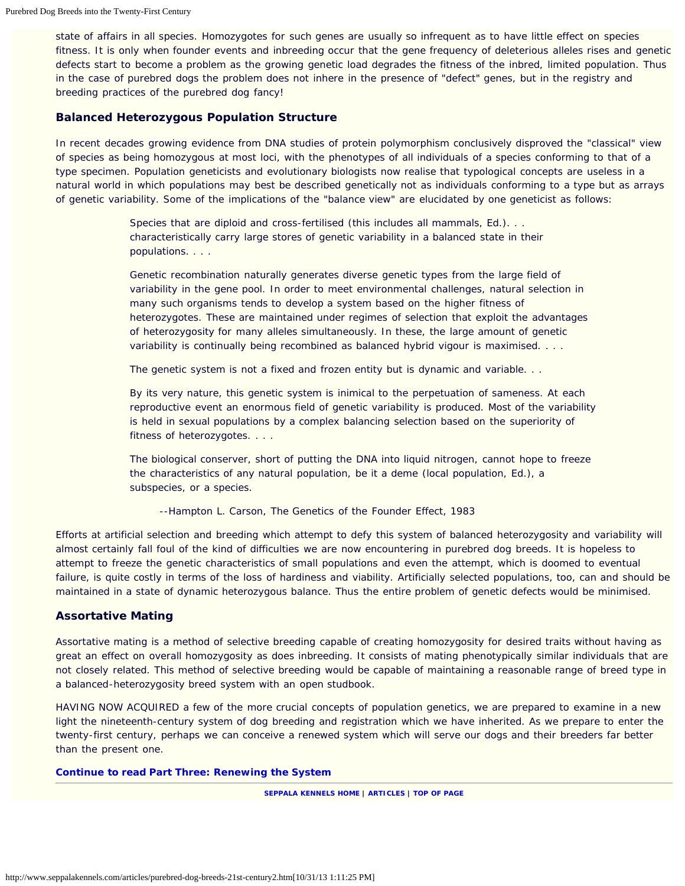state of affairs in all species. Homozygotes for such genes are usually so infrequent as to have little effect on species fitness. It is only when founder events and inbreeding occur that the gene frequency of deleterious alleles rises and genetic defects start to become a problem as the growing genetic load degrades the fitness of the inbred, limited population. Thus in the case of purebred dogs the problem does not inhere in the presence of "defect" genes, but in the registry and breeding practices of the purebred dog fancy!

### Balanced Heterozygous Population Structure

In recent decades growing evidence from DNA studies of protein polymorphism conclusively disproved the "classical" view of species as being homozygous at most loci, with the phenotypes of all individuals of a species conforming to that of a type specimen. Population geneticists and evolutionary biologists now realise that typological concepts are useless in a natural world in which populations may best be described genetically not as individuals conforming to a type but as arrays of genetic variability. Some of the implications of the "balance view" are elucidated by one geneticist as follows:

> Species that are diploid and cross-fertilised (this includes all mammals, Ed.). . . characteristically carry large stores of genetic variability in a balanced state in their populations. . . .
>
> Genetic recombination naturally generates diverse genetic types from the large field of variability in the gene pool. In order to meet environmental challenges, natural selection in many such organisms tends to develop a system based on the higher fitness of heterozygotes. These are maintained under regimes of selection that exploit the advantages of heterozygosity for many alleles simultaneously. In these, the large amount of genetic variability is continually being recombined as balanced hybrid vigour is maximised. . . .
>
> The genetic system is not a fixed and frozen entity but is dynamic and variable. . .
>
> By its very nature, this genetic system is inimical to the perpetuation of sameness. At each reproductive event an enormous field of genetic variability is produced. Most of the variability is held in sexual populations by a complex balancing selection based on the superiority of fitness of heterozygotes. . . .
>
> The biological conserver, short of putting the DNA into liquid nitrogen, cannot hope to freeze the characteristics of any natural population, be it a deme (local population, Ed.), a subspecies, or a species.
>
> --Hampton L. Carson, The Genetics of the Founder Effect, 1983

Efforts at artificial selection and breeding which attempt to defy this system of balanced heterozygosity and variability will almost certainly fall foul of the kind of difficulties we are now encountering in purebred dog breeds. It is hopeless to attempt to freeze the genetic characteristics of small populations and even the attempt, which is doomed to eventual failure, is quite costly in terms of the loss of hardiness and viability. Artificially selected populations, too, can and should be maintained in a state of dynamic heterozygous balance. Thus the entire problem of genetic defects would be minimised.

### Assortative Mating

Assortative mating is a method of selective breeding capable of creating homozygosity for desired traits without having as great an effect on overall homozygosity as does inbreeding. It consists of mating phenotypically similar individuals that are not closely related. This method of selective breeding would be capable of maintaining a reasonable range of breed type in a balanced-heterozygosity breed system with an open studbook.

HAVING NOW ACQUIRED a few of the more crucial concepts of population genetics, we are prepared to examine in a new light the nineteenth-century system of dog breeding and registration which we have inherited. As we prepare to enter the twenty-first century, perhaps we can conceive a renewed system which will serve our dogs and their breeders far better than the present one.

**Continue to read Part Three: Renewing the System**

SEPPALA KENNELS HOME | ARTICLES | TOP OF PAGE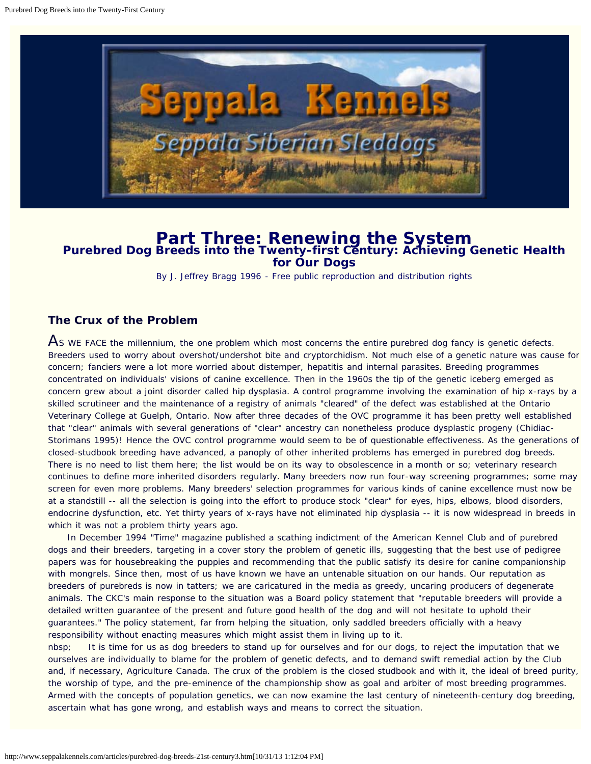# Part Three: Renewing the System

## Purebred Dog Breeds into the Twenty-first Century: Achieving Genetic Health for Our Dogs

By J. Jeffrey Bragg 1996 - Free public reproduction and distribution rights

### The Crux of the Problem

AS WE FACE the millennium, the one problem which most concerns the entire purebred dog fancy is genetic defects. Breeders used to worry about overshot/undershot bite and cryptorchidism. Not much else of a genetic nature was cause for concern; fanciers were a lot more worried about distemper, hepatitis and internal parasites. Breeding programmes concentrated on individuals' visions of canine excellence. Then in the 1960s the tip of the genetic iceberg emerged as concern grew about a joint disorder called hip dysplasia. A control programme involving the examination of hip x-rays by a skilled scrutineer and the maintenance of a registry of animals "cleared" of the defect was established at the Ontario Veterinary College at Guelph, Ontario. Now after three decades of the OVC programme it has been pretty well established that "clear" animals with several generations of "clear" ancestry can nonetheless produce dysplastic progeny (Chidiac-Storimans 1995)! Hence the OVC control programme would seem to be of questionable effectiveness. As the generations of closed-studbook breeding have advanced, a panoply of other inherited problems has emerged in purebred dog breeds. There is no need to list them here; the list would be on its way to obsolescence in a month or so; veterinary research continues to define more inherited disorders regularly. Many breeders now run four-way screening programmes; some may screen for even more problems. Many breeders' selection programmes for various kinds of canine excellence must now be at a standstill -- all the selection is going into the effort to produce stock "clear" for eyes, hips, elbows, blood disorders, endocrine dysfunction, etc. Yet thirty years of x-rays have not eliminated hip dysplasia -- it is now widespread in breeds in which it was not a problem thirty years ago.

In December 1994 "Time" magazine published a scathing indictment of the American Kennel Club and of purebred dogs and their breeders, targeting in a cover story the problem of genetic ills, suggesting that the best use of pedigree papers was for housebreaking the puppies and recommending that the public satisfy its desire for canine companionship with mongrels. Since then, most of us have known we have an untenable situation on our hands. Our reputation as breeders of purebreds is now in tatters; we are caricatured in the media as greedy, uncaring producers of degenerate animals. The CKC's main response to the situation was a Board policy statement that "reputable breeders will provide a detailed written guarantee of the present and future good health of the dog and will not hesitate to uphold their guarantees." The policy statement, far from helping the situation, only saddled breeders officially with a heavy responsibility without enacting measures which might assist them in living up to it.

nbsp; It is time for us as dog breeders to stand up for ourselves and for our dogs, to reject the imputation that we ourselves are individually to blame for the problem of genetic defects, and to demand swift remedial action by the Club and, if necessary, Agriculture Canada. The crux of the problem is the closed studbook and with it, the ideal of breed purity, the worship of type, and the pre-eminence of the championship show as goal and arbiter of most breeding programmes. Armed with the concepts of population genetics, we can now examine the last century of nineteenth-century dog breeding, ascertain what has gone wrong, and establish ways and means to correct the situation.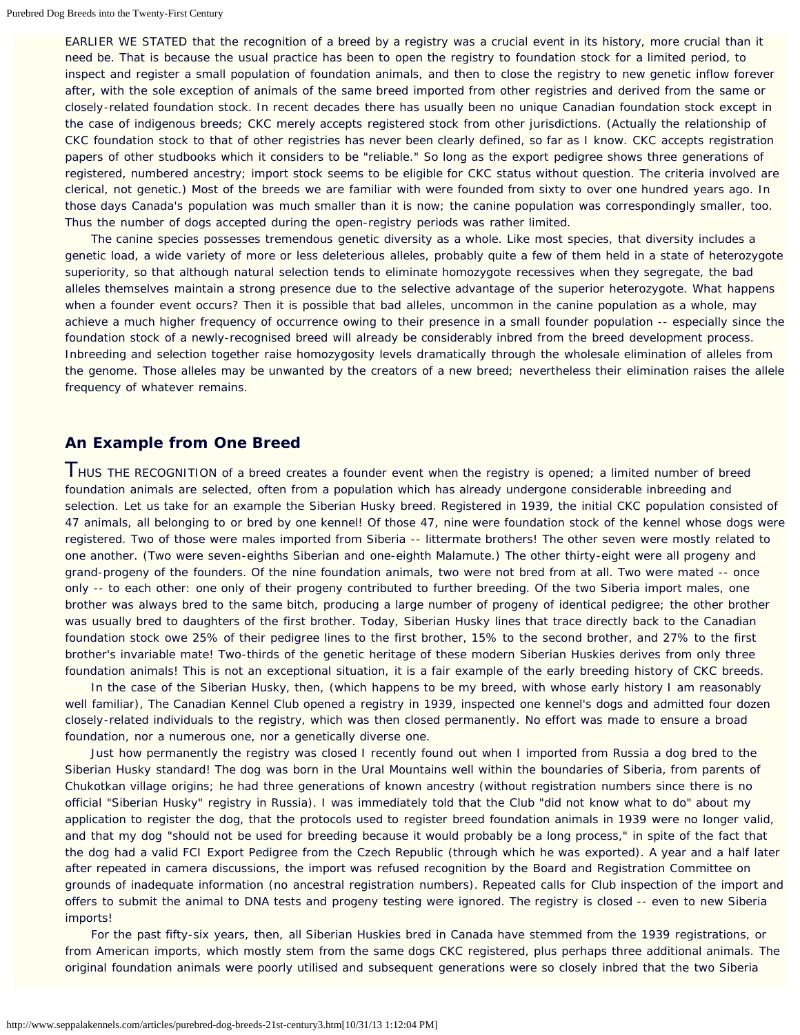EARLIER WE STATED that the recognition of a breed by a registry was a crucial event in its history, more crucial than it need be. That is because the usual practice has been to open the registry to foundation stock for a limited period, to inspect and register a small population of foundation animals, and then to close the registry to new genetic inflow forever after, with the sole exception of animals of the same breed imported from other registries and derived from the same or closely-related foundation stock. In recent decades there has usually been no unique Canadian foundation stock except in the case of indigenous breeds; CKC merely accepts registered stock from other jurisdictions. (Actually the relationship of CKC foundation stock to that of other registries has never been clearly defined, so far as I know. CKC accepts registration papers of other studbooks which it considers to be "reliable." So long as the export pedigree shows three generations of registered, numbered ancestry; import stock seems to be eligible for CKC status without question. The criteria involved are clerical, not genetic.) Most of the breeds we are familiar with were founded from sixty to over one hundred years ago. In those days Canada's population was much smaller than it is now; the canine population was correspondingly smaller, too. Thus the number of dogs accepted during the open-registry periods was rather limited.

The canine species possesses tremendous genetic diversity as a whole. Like most species, that diversity includes a genetic load, a wide variety of more or less deleterious alleles, probably quite a few of them held in a state of heterozygote superiority, so that although natural selection tends to eliminate homozygote recessives when they segregate, the bad alleles themselves maintain a strong presence due to the selective advantage of the superior heterozygote. What happens when a founder event occurs? Then it is possible that bad alleles, uncommon in the canine population as a whole, may achieve a much higher frequency of occurrence owing to their presence in a small founder population -- especially since the foundation stock of a newly-recognised breed will already be considerably inbred from the breed development process. Inbreeding and selection together raise homozygosity levels dramatically through the wholesale elimination of alleles from the genome. Those alleles may be unwanted by the creators of a new breed; nevertheless their elimination raises the allele frequency of whatever remains.

## An Example from One Breed

THUS THE RECOGNITION of a breed creates a founder event when the registry is opened; a limited number of breed foundation animals are selected, often from a population which has already undergone considerable inbreeding and selection. Let us take for an example the Siberian Husky breed. Registered in 1939, the initial CKC population consisted of 47 animals, all belonging to or bred by one kennel! Of those 47, nine were foundation stock of the kennel whose dogs were registered. Two of those were males imported from Siberia -- littermate brothers! The other seven were mostly related to one another. (Two were seven-eighths Siberian and one-eighth Malamute.) The other thirty-eight were all progeny and grand-progeny of the founders. Of the nine foundation animals, two were not bred from at all. Two were mated -- once only -- to each other: one only of their progeny contributed to further breeding. Of the two Siberia import males, one brother was always bred to the same bitch, producing a large number of progeny of identical pedigree; the other brother was usually bred to daughters of the first brother. Today, Siberian Husky lines that trace directly back to the Canadian foundation stock owe 25% of their pedigree lines to the first brother, 15% to the second brother, and 27% to the first brother's invariable mate! Two-thirds of the genetic heritage of these modern Siberian Huskies derives from only three foundation animals! This is not an exceptional situation, it is a fair example of the early breeding history of CKC breeds.

In the case of the Siberian Husky, then, (which happens to be my breed, with whose early history I am reasonably well familiar), The Canadian Kennel Club opened a registry in 1939, inspected one kennel's dogs and admitted four dozen closely-related individuals to the registry, which was then closed permanently. No effort was made to ensure a broad foundation, nor a numerous one, nor a genetically diverse one.

Just how permanently the registry was closed I recently found out when I imported from Russia a dog bred to the Siberian Husky standard! The dog was born in the Ural Mountains well within the boundaries of Siberia, from parents of Chukotkan village origins; he had three generations of known ancestry (without registration numbers since there is no official "Siberian Husky" registry in Russia). I was immediately told that the Club "did not know what to do" about my application to register the dog, that the protocols used to register breed foundation animals in 1939 were no longer valid, and that my dog "should not be used for breeding because it would probably be a long process," in spite of the fact that the dog had a valid FCI Export Pedigree from the Czech Republic (through which he was exported). A year and a half later after repeated in camera discussions, the import was refused recognition by the Board and Registration Committee on grounds of inadequate information (no ancestral registration numbers). Repeated calls for Club inspection of the import and offers to submit the animal to DNA tests and progeny testing were ignored. The registry is closed -- even to new Siberia imports!

For the past fifty-six years, then, all Siberian Huskies bred in Canada have stemmed from the 1939 registrations, or from American imports, which mostly stem from the same dogs CKC registered, plus perhaps three additional animals. The original foundation animals were poorly utilised and subsequent generations were so closely inbred that the two Siberia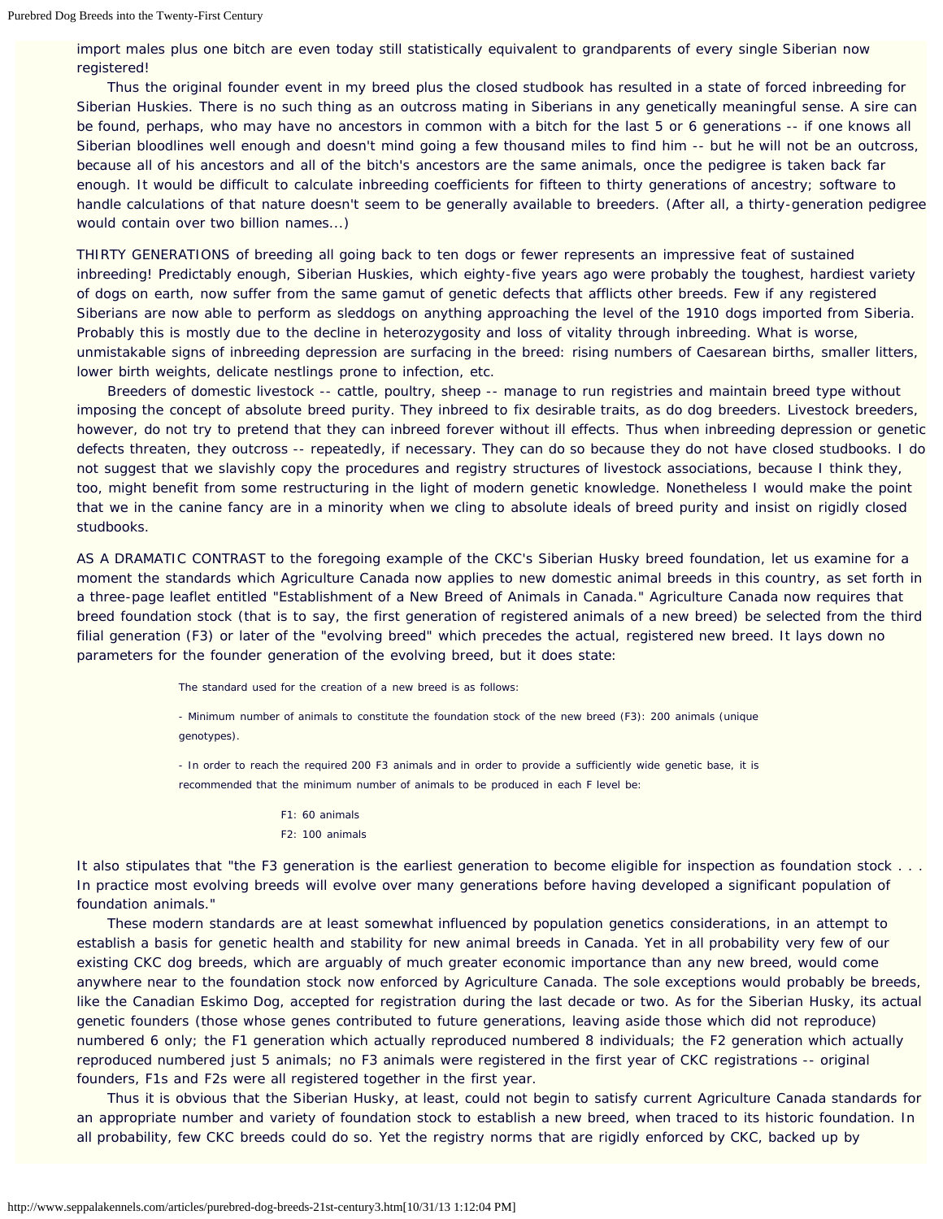import males plus one bitch are even today still statistically equivalent to grandparents of every single Siberian now registered!

Thus the original founder event in my breed plus the closed studbook has resulted in a state of forced inbreeding for Siberian Huskies. There is no such thing as an outcross mating in Siberians in any genetically meaningful sense. A sire can be found, perhaps, who may have no ancestors in common with a bitch for the last 5 or 6 generations -- if one knows all Siberian bloodlines well enough and doesn't mind going a few thousand miles to find him -- but he will not be an outcross, because all of his ancestors and all of the bitch's ancestors are the same animals, once the pedigree is taken back far enough. It would be difficult to calculate inbreeding coefficients for fifteen to thirty generations of ancestry; software to handle calculations of that nature doesn't seem to be generally available to breeders. (After all, a thirty-generation pedigree would contain over two billion names...)

THIRTY GENERATIONS of breeding all going back to ten dogs or fewer represents an impressive feat of sustained inbreeding! Predictably enough, Siberian Huskies, which eighty-five years ago were probably the toughest, hardiest variety of dogs on earth, now suffer from the same gamut of genetic defects that afflicts other breeds. Few if any registered Siberians are now able to perform as sleddogs on anything approaching the level of the 1910 dogs imported from Siberia. Probably this is mostly due to the decline in heterozygosity and loss of vitality through inbreeding. What is worse, unmistakable signs of inbreeding depression are surfacing in the breed: rising numbers of Caesarean births, smaller litters, lower birth weights, delicate nestlings prone to infection, etc.

Breeders of domestic livestock -- cattle, poultry, sheep -- manage to run registries and maintain breed type without imposing the concept of absolute breed purity. They inbreed to fix desirable traits, as do dog breeders. Livestock breeders, however, do not try to pretend that they can inbreed forever without ill effects. Thus when inbreeding depression or genetic defects threaten, they outcross -- repeatedly, if necessary. They can do so because they do not have closed studbooks. I do not suggest that we slavishly copy the procedures and registry structures of livestock associations, because I think they, too, might benefit from some restructuring in the light of modern genetic knowledge. Nonetheless I would make the point that we in the canine fancy are in a minority when we cling to absolute ideals of breed purity and insist on rigidly closed studbooks.

AS A DRAMATIC CONTRAST to the foregoing example of the CKC's Siberian Husky breed foundation, let us examine for a moment the standards which Agriculture Canada now applies to new domestic animal breeds in this country, as set forth in a three-page leaflet entitled "Establishment of a New Breed of Animals in Canada." Agriculture Canada now requires that breed foundation stock (that is to say, the first generation of registered animals of a new breed) be selected from the third filial generation (F3) or later of the "evolving breed" which precedes the actual, registered new breed. It lays down no parameters for the founder generation of the evolving breed, but it does state:

> The standard used for the creation of a new breed is as follows:
>
> - Minimum number of animals to constitute the foundation stock of the new breed (F3): 200 animals (unique genotypes).
>
> - In order to reach the required 200 F3 animals and in order to provide a sufficiently wide genetic base, it is recommended that the minimum number of animals to be produced in each F level be:
>
> F1: 60 animals
> F2: 100 animals

It also stipulates that "the F3 generation is the earliest generation to become eligible for inspection as foundation stock . . . In practice most evolving breeds will evolve over many generations before having developed a significant population of foundation animals."

These modern standards are at least somewhat influenced by population genetics considerations, in an attempt to establish a basis for genetic health and stability for new animal breeds in Canada. Yet in all probability very few of our existing CKC dog breeds, which are arguably of much greater economic importance than any new breed, would come anywhere near to the foundation stock now enforced by Agriculture Canada. The sole exceptions would probably be breeds, like the Canadian Eskimo Dog, accepted for registration during the last decade or two. As for the Siberian Husky, its actual genetic founders (those whose genes contributed to future generations, leaving aside those which did not reproduce) numbered 6 only; the F1 generation which actually reproduced numbered 8 individuals; the F2 generation which actually reproduced numbered just 5 animals; no F3 animals were registered in the first year of CKC registrations -- original founders, F1s and F2s were all registered together in the first year.

Thus it is obvious that the Siberian Husky, at least, could not begin to satisfy current Agriculture Canada standards for an appropriate number and variety of foundation stock to establish a new breed, when traced to its historic foundation. In all probability, few CKC breeds could do so. Yet the registry norms that are rigidly enforced by CKC, backed up by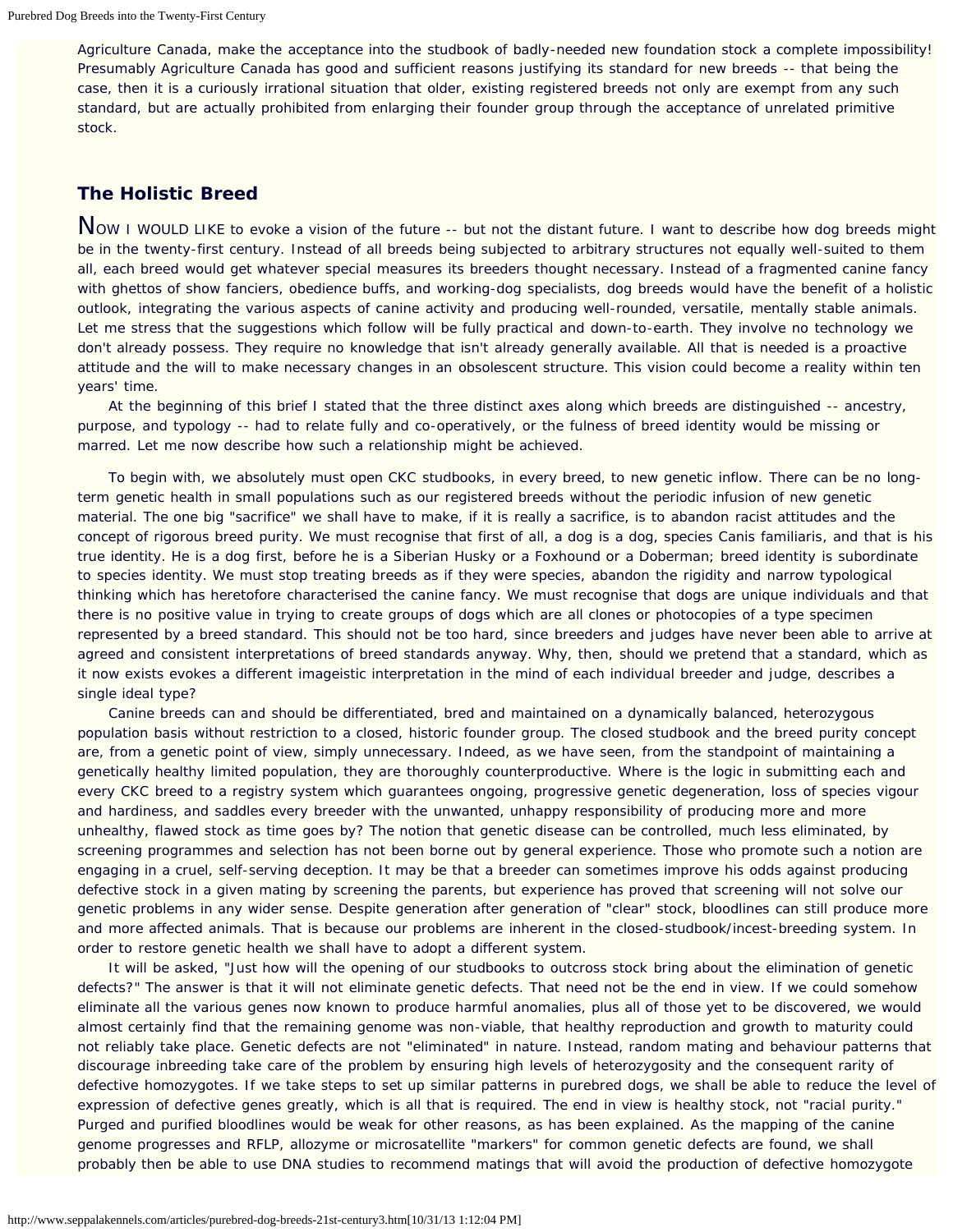Agriculture Canada, make the acceptance into the studbook of badly-needed new foundation stock a complete impossibility! Presumably Agriculture Canada has good and sufficient reasons justifying its standard for new breeds -- that being the case, then it is a curiously irrational situation that older, existing registered breeds not only are exempt from any such standard, but are actually prohibited from enlarging their founder group through the acceptance of unrelated primitive stock.

## The Holistic Breed

NOW I WOULD LIKE to evoke a vision of the future -- but not the distant future. I want to describe how dog breeds might be in the twenty-first century. Instead of all breeds being subjected to arbitrary structures not equally well-suited to them all, each breed would get whatever special measures its breeders thought necessary. Instead of a fragmented canine fancy with ghettos of show fanciers, obedience buffs, and working-dog specialists, dog breeds would have the benefit of a holistic outlook, integrating the various aspects of canine activity and producing well-rounded, versatile, mentally stable animals. Let me stress that the suggestions which follow will be fully practical and down-to-earth. They involve no technology we don't already possess. They require no knowledge that isn't already generally available. All that is needed is a proactive attitude and the will to make necessary changes in an obsolescent structure. This vision could become a reality within ten years' time.

At the beginning of this brief I stated that the three distinct axes along which breeds are distinguished -- ancestry, purpose, and typology -- had to relate fully and co-operatively, or the fulness of breed identity would be missing or marred. Let me now describe how such a relationship might be achieved.

To begin with, we absolutely must open CKC studbooks, in every breed, to new genetic inflow. There can be no long-term genetic health in small populations such as our registered breeds without the periodic infusion of new genetic material. The one big "sacrifice" we shall have to make, if it is really a sacrifice, is to abandon racist attitudes and the concept of rigorous breed purity. We must recognise that first of all, a dog is a dog, species Canis familiaris, and that is his true identity. He is a dog first, before he is a Siberian Husky or a Foxhound or a Doberman; breed identity is subordinate to species identity. We must stop treating breeds as if they were species, abandon the rigidity and narrow typological thinking which has heretofore characterised the canine fancy. We must recognise that dogs are unique individuals and that there is no positive value in trying to create groups of dogs which are all clones or photocopies of a type specimen represented by a breed standard. This should not be too hard, since breeders and judges have never been able to arrive at agreed and consistent interpretations of breed standards anyway. Why, then, should we pretend that a standard, which as it now exists evokes a different imageistic interpretation in the mind of each individual breeder and judge, describes a single ideal type?

Canine breeds can and should be differentiated, bred and maintained on a dynamically balanced, heterozygous population basis without restriction to a closed, historic founder group. The closed studbook and the breed purity concept are, from a genetic point of view, simply unnecessary. Indeed, as we have seen, from the standpoint of maintaining a genetically healthy limited population, they are thoroughly counterproductive. Where is the logic in submitting each and every CKC breed to a registry system which guarantees ongoing, progressive genetic degeneration, loss of species vigour and hardiness, and saddles every breeder with the unwanted, unhappy responsibility of producing more and more unhealthy, flawed stock as time goes by? The notion that genetic disease can be controlled, much less eliminated, by screening programmes and selection has not been borne out by general experience. Those who promote such a notion are engaging in a cruel, self-serving deception. It may be that a breeder can sometimes improve his odds against producing defective stock in a given mating by screening the parents, but experience has proved that screening will not solve our genetic problems in any wider sense. Despite generation after generation of "clear" stock, bloodlines can still produce more and more affected animals. That is because our problems are inherent in the closed-studbook/incest-breeding system. In order to restore genetic health we shall have to adopt a different system.

It will be asked, "Just how will the opening of our studbooks to outcross stock bring about the elimination of genetic defects?" The answer is that it will not eliminate genetic defects. That need not be the end in view. If we could somehow eliminate all the various genes now known to produce harmful anomalies, plus all of those yet to be discovered, we would almost certainly find that the remaining genome was non-viable, that healthy reproduction and growth to maturity could not reliably take place. Genetic defects are not "eliminated" in nature. Instead, random mating and behaviour patterns that discourage inbreeding take care of the problem by ensuring high levels of heterozygosity and the consequent rarity of defective homozygotes. If we take steps to set up similar patterns in purebred dogs, we shall be able to reduce the level of expression of defective genes greatly, which is all that is required. The end in view is healthy stock, not "racial purity." Purged and purified bloodlines would be weak for other reasons, as has been explained. As the mapping of the canine genome progresses and RFLP, allozyme or microsatellite "markers" for common genetic defects are found, we shall probably then be able to use DNA studies to recommend matings that will avoid the production of defective homozygote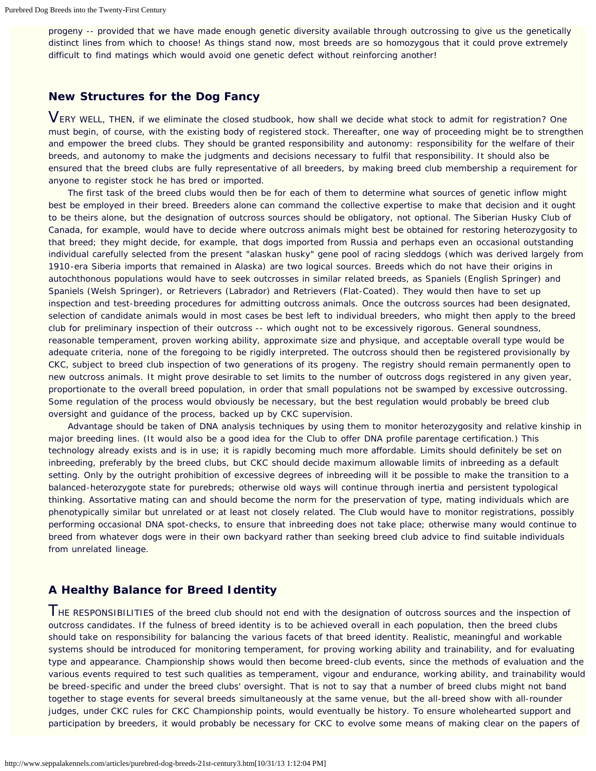progeny -- provided that we have made enough genetic diversity available through outcrossing to give us the genetically distinct lines from which to choose! As things stand now, most breeds are so homozygous that it could prove extremely difficult to find matings which would avoid one genetic defect without reinforcing another!

## New Structures for the Dog Fancy

VERY WELL, THEN, if we eliminate the closed studbook, how shall we decide what stock to admit for registration? One must begin, of course, with the existing body of registered stock. Thereafter, one way of proceeding might be to strengthen and empower the breed clubs. They should be granted responsibility and autonomy: responsibility for the welfare of their breeds, and autonomy to make the judgments and decisions necessary to fulfil that responsibility. It should also be ensured that the breed clubs are fully representative of all breeders, by making breed club membership a requirement for anyone to register stock he has bred or imported.

The first task of the breed clubs would then be for each of them to determine what sources of genetic inflow might best be employed in their breed. Breeders alone can command the collective expertise to make that decision and it ought to be theirs alone, but the designation of outcross sources should be obligatory, not optional. The Siberian Husky Club of Canada, for example, would have to decide where outcross animals might best be obtained for restoring heterozygosity to that breed; they might decide, for example, that dogs imported from Russia and perhaps even an occasional outstanding individual carefully selected from the present "alaskan husky" gene pool of racing sleddogs (which was derived largely from 1910-era Siberia imports that remained in Alaska) are two logical sources. Breeds which do not have their origins in autochthonous populations would have to seek outcrosses in similar related breeds, as Spaniels (English Springer) and Spaniels (Welsh Springer), or Retrievers (Labrador) and Retrievers (Flat-Coated). They would then have to set up inspection and test-breeding procedures for admitting outcross animals. Once the outcross sources had been designated, selection of candidate animals would in most cases be best left to individual breeders, who might then apply to the breed club for preliminary inspection of their outcross -- which ought not to be excessively rigorous. General soundness, reasonable temperament, proven working ability, approximate size and physique, and acceptable overall type would be adequate criteria, none of the foregoing to be rigidly interpreted. The outcross should then be registered provisionally by CKC, subject to breed club inspection of two generations of its progeny. The registry should remain permanently open to new outcross animals. It might prove desirable to set limits to the number of outcross dogs registered in any given year, proportionate to the overall breed population, in order that small populations not be swamped by excessive outcrossing. Some regulation of the process would obviously be necessary, but the best regulation would probably be breed club oversight and guidance of the process, backed up by CKC supervision.

Advantage should be taken of DNA analysis techniques by using them to monitor heterozygosity and relative kinship in major breeding lines. (It would also be a good idea for the Club to offer DNA profile parentage certification.) This technology already exists and is in use; it is rapidly becoming much more affordable. Limits should definitely be set on inbreeding, preferably by the breed clubs, but CKC should decide maximum allowable limits of inbreeding as a default setting. Only by the outright prohibition of excessive degrees of inbreeding will it be possible to make the transition to a balanced-heterozygote state for purebreds; otherwise old ways will continue through inertia and persistent typological thinking. Assortative mating can and should become the norm for the preservation of type, mating individuals which are phenotypically similar but unrelated or at least not closely related. The Club would have to monitor registrations, possibly performing occasional DNA spot-checks, to ensure that inbreeding does not take place; otherwise many would continue to breed from whatever dogs were in their own backyard rather than seeking breed club advice to find suitable individuals from unrelated lineage.

## A Healthy Balance for Breed Identity

THE RESPONSIBILITIES of the breed club should not end with the designation of outcross sources and the inspection of outcross candidates. If the fulness of breed identity is to be achieved overall in each population, then the breed clubs should take on responsibility for balancing the various facets of that breed identity. Realistic, meaningful and workable systems should be introduced for monitoring temperament, for proving working ability and trainability, and for evaluating type and appearance. Championship shows would then become breed-club events, since the methods of evaluation and the various events required to test such qualities as temperament, vigour and endurance, working ability, and trainability would be breed-specific and under the breed clubs' oversight. That is not to say that a number of breed clubs might not band together to stage events for several breeds simultaneously at the same venue, but the all-breed show with all-rounder judges, under CKC rules for CKC Championship points, would eventually be history. To ensure wholehearted support and participation by breeders, it would probably be necessary for CKC to evolve some means of making clear on the papers of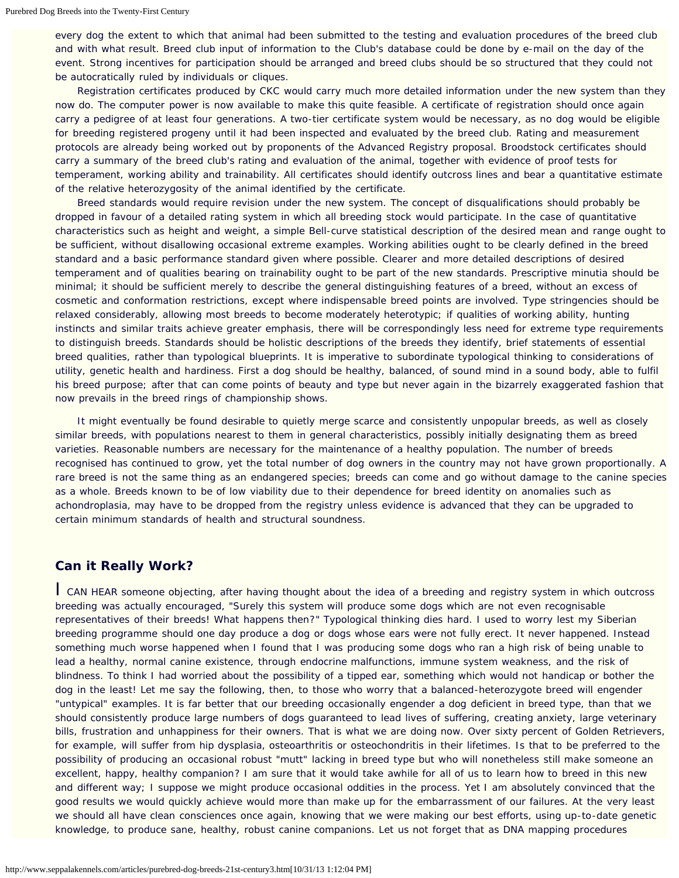every dog the extent to which that animal had been submitted to the testing and evaluation procedures of the breed club and with what result. Breed club input of information to the Club's database could be done by e-mail on the day of the event. Strong incentives for participation should be arranged and breed clubs should be so structured that they could not be autocratically ruled by individuals or cliques.

Registration certificates produced by CKC would carry much more detailed information under the new system than they now do. The computer power is now available to make this quite feasible. A certificate of registration should once again carry a pedigree of at least four generations. A two-tier certificate system would be necessary, as no dog would be eligible for breeding registered progeny until it had been inspected and evaluated by the breed club. Rating and measurement protocols are already being worked out by proponents of the Advanced Registry proposal. Broodstock certificates should carry a summary of the breed club's rating and evaluation of the animal, together with evidence of proof tests for temperament, working ability and trainability. All certificates should identify outcross lines and bear a quantitative estimate of the relative heterozygosity of the animal identified by the certificate.

Breed standards would require revision under the new system. The concept of disqualifications should probably be dropped in favour of a detailed rating system in which all breeding stock would participate. In the case of quantitative characteristics such as height and weight, a simple Bell-curve statistical description of the desired mean and range ought to be sufficient, without disallowing occasional extreme examples. Working abilities ought to be clearly defined in the breed standard and a basic performance standard given where possible. Clearer and more detailed descriptions of desired temperament and of qualities bearing on trainability ought to be part of the new standards. Prescriptive minutia should be minimal; it should be sufficient merely to describe the general distinguishing features of a breed, without an excess of cosmetic and conformation restrictions, except where indispensable breed points are involved. Type stringencies should be relaxed considerably, allowing most breeds to become moderately heterotypic; if qualities of working ability, hunting instincts and similar traits achieve greater emphasis, there will be correspondingly less need for extreme type requirements to distinguish breeds. Standards should be holistic descriptions of the breeds they identify, brief statements of essential breed qualities, rather than typological blueprints. It is imperative to subordinate typological thinking to considerations of utility, genetic health and hardiness. First a dog should be healthy, balanced, of sound mind in a sound body, able to fulfil his breed purpose; after that can come points of beauty and type but never again in the bizarrely exaggerated fashion that now prevails in the breed rings of championship shows.

It might eventually be found desirable to quietly merge scarce and consistently unpopular breeds, as well as closely similar breeds, with populations nearest to them in general characteristics, possibly initially designating them as breed varieties. Reasonable numbers are necessary for the maintenance of a healthy population. The number of breeds recognised has continued to grow, yet the total number of dog owners in the country may not have grown proportionally. A rare breed is not the same thing as an endangered species; breeds can come and go without damage to the canine species as a whole. Breeds known to be of low viability due to their dependence for breed identity on anomalies such as achondroplasia, may have to be dropped from the registry unless evidence is advanced that they can be upgraded to certain minimum standards of health and structural soundness.

## Can it Really Work?

I CAN HEAR someone objecting, after having thought about the idea of a breeding and registry system in which outcross breeding was actually encouraged, "Surely this system will produce some dogs which are not even recognisable representatives of their breeds! What happens then?" Typological thinking dies hard. I used to worry lest my Siberian breeding programme should one day produce a dog or dogs whose ears were not fully erect. It never happened. Instead something much worse happened when I found that I was producing some dogs who ran a high risk of being unable to lead a healthy, normal canine existence, through endocrine malfunctions, immune system weakness, and the risk of blindness. To think I had worried about the possibility of a tipped ear, something which would not handicap or bother the dog in the least! Let me say the following, then, to those who worry that a balanced-heterozygote breed will engender "untypical" examples. It is far better that our breeding occasionally engender a dog deficient in breed type, than that we should consistently produce large numbers of dogs guaranteed to lead lives of suffering, creating anxiety, large veterinary bills, frustration and unhappiness for their owners. That is what we are doing now. Over sixty percent of Golden Retrievers, for example, will suffer from hip dysplasia, osteoarthritis or osteochondritis in their lifetimes. Is that to be preferred to the possibility of producing an occasional robust "mutt" lacking in breed type but who will nonetheless still make someone an excellent, happy, healthy companion? I am sure that it would take awhile for all of us to learn how to breed in this new and different way; I suppose we might produce occasional oddities in the process. Yet I am absolutely convinced that the good results we would quickly achieve would more than make up for the embarrassment of our failures. At the very least we should all have clean consciences once again, knowing that we were making our best efforts, using up-to-date genetic knowledge, to produce sane, healthy, robust canine companions. Let us not forget that as DNA mapping procedures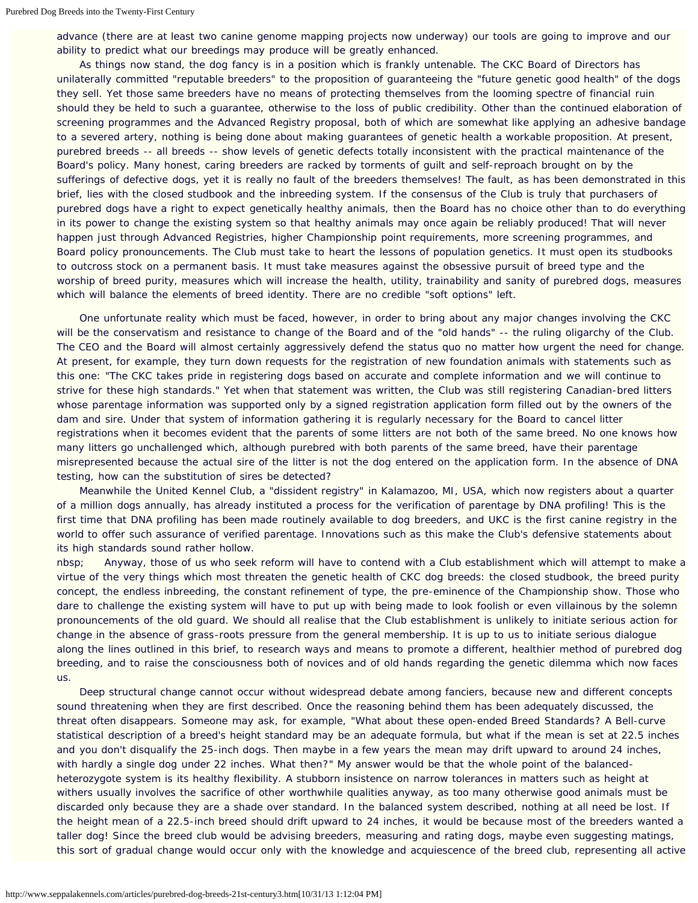advance (there are at least two canine genome mapping projects now underway) our tools are going to improve and our ability to predict what our breedings may produce will be greatly enhanced.

As things now stand, the dog fancy is in a position which is frankly untenable. The CKC Board of Directors has unilaterally committed "reputable breeders" to the proposition of guaranteeing the "future genetic good health" of the dogs they sell. Yet those same breeders have no means of protecting themselves from the looming spectre of financial ruin should they be held to such a guarantee, otherwise to the loss of public credibility. Other than the continued elaboration of screening programmes and the Advanced Registry proposal, both of which are somewhat like applying an adhesive bandage to a severed artery, nothing is being done about making guarantees of genetic health a workable proposition. At present, purebred breeds -- all breeds -- show levels of genetic defects totally inconsistent with the practical maintenance of the Board's policy. Many honest, caring breeders are racked by torments of guilt and self-reproach brought on by the sufferings of defective dogs, yet it is really no fault of the breeders themselves! The fault, as has been demonstrated in this brief, lies with the closed studbook and the inbreeding system. If the consensus of the Club is truly that purchasers of purebred dogs have a right to expect genetically healthy animals, then the Board has no choice other than to do everything in its power to change the existing system so that healthy animals may once again be reliably produced! That will never happen just through Advanced Registries, higher Championship point requirements, more screening programmes, and Board policy pronouncements. The Club must take to heart the lessons of population genetics. It must open its studbooks to outcross stock on a permanent basis. It must take measures against the obsessive pursuit of breed type and the worship of breed purity, measures which will increase the health, utility, trainability and sanity of purebred dogs, measures which will balance the elements of breed identity. There are no credible "soft options" left.

One unfortunate reality which must be faced, however, in order to bring about any major changes involving the CKC will be the conservatism and resistance to change of the Board and of the "old hands" -- the ruling oligarchy of the Club. The CEO and the Board will almost certainly aggressively defend the status quo no matter how urgent the need for change. At present, for example, they turn down requests for the registration of new foundation animals with statements such as this one: "The CKC takes pride in registering dogs based on accurate and complete information and we will continue to strive for these high standards." Yet when that statement was written, the Club was still registering Canadian-bred litters whose parentage information was supported only by a signed registration application form filled out by the owners of the dam and sire. Under that system of information gathering it is regularly necessary for the Board to cancel litter registrations when it becomes evident that the parents of some litters are not both of the same breed. No one knows how many litters go unchallenged which, although purebred with both parents of the same breed, have their parentage misrepresented because the actual sire of the litter is not the dog entered on the application form. In the absence of DNA testing, how can the substitution of sires be detected?

Meanwhile the United Kennel Club, a "dissident registry" in Kalamazoo, MI, USA, which now registers about a quarter of a million dogs annually, has already instituted a process for the verification of parentage by DNA profiling! This is the first time that DNA profiling has been made routinely available to dog breeders, and UKC is the first canine registry in the world to offer such assurance of verified parentage. Innovations such as this make the Club's defensive statements about its high standards sound rather hollow.

nbsp; Anyway, those of us who seek reform will have to contend with a Club establishment which will attempt to make a virtue of the very things which most threaten the genetic health of CKC dog breeds: the closed studbook, the breed purity concept, the endless inbreeding, the constant refinement of type, the pre-eminence of the Championship show. Those who dare to challenge the existing system will have to put up with being made to look foolish or even villainous by the solemn pronouncements of the old guard. We should all realise that the Club establishment is unlikely to initiate serious action for change in the absence of grass-roots pressure from the general membership. It is up to us to initiate serious dialogue along the lines outlined in this brief, to research ways and means to promote a different, healthier method of purebred dog breeding, and to raise the consciousness both of novices and of old hands regarding the genetic dilemma which now faces us.

Deep structural change cannot occur without widespread debate among fanciers, because new and different concepts sound threatening when they are first described. Once the reasoning behind them has been adequately discussed, the threat often disappears. Someone may ask, for example, "What about these open-ended Breed Standards? A Bell-curve statistical description of a breed's height standard may be an adequate formula, but what if the mean is set at 22.5 inches and you don't disqualify the 25-inch dogs. Then maybe in a few years the mean may drift upward to around 24 inches, with hardly a single dog under 22 inches. What then?" My answer would be that the whole point of the balanced-heterozygote system is its healthy flexibility. A stubborn insistence on narrow tolerances in matters such as height at withers usually involves the sacrifice of other worthwhile qualities anyway, as too many otherwise good animals must be discarded only because they are a shade over standard. In the balanced system described, nothing at all need be lost. If the height mean of a 22.5-inch breed should drift upward to 24 inches, it would be because most of the breeders wanted a taller dog! Since the breed club would be advising breeders, measuring and rating dogs, maybe even suggesting matings, this sort of gradual change would occur only with the knowledge and acquiescence of the breed club, representing all active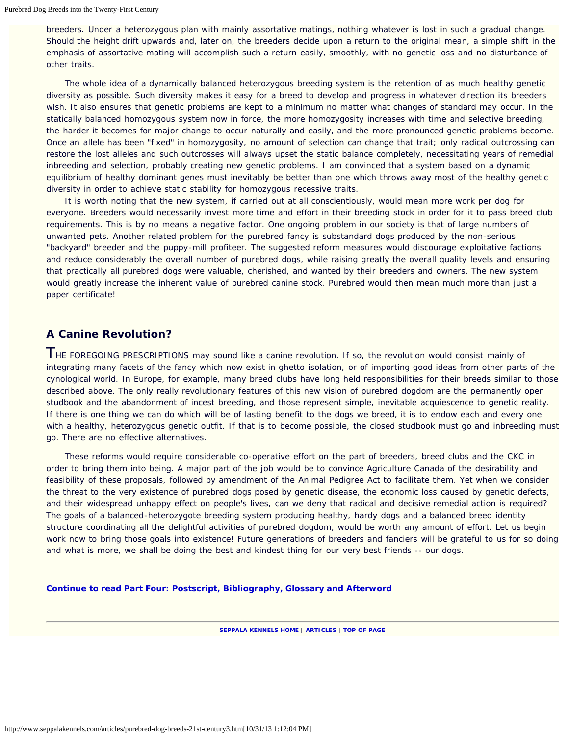breeders. Under a heterozygous plan with mainly assortative matings, nothing whatever is lost in such a gradual change. Should the height drift upwards and, later on, the breeders decide upon a return to the original mean, a simple shift in the emphasis of assortative mating will accomplish such a return easily, smoothly, with no genetic loss and no disturbance of other traits.

The whole idea of a dynamically balanced heterozygous breeding system is the retention of as much healthy genetic diversity as possible. Such diversity makes it easy for a breed to develop and progress in whatever direction its breeders wish. It also ensures that genetic problems are kept to a minimum no matter what changes of standard may occur. In the statically balanced homozygous system now in force, the more homozygosity increases with time and selective breeding, the harder it becomes for major change to occur naturally and easily, and the more pronounced genetic problems become. Once an allele has been "fixed" in homozygosity, no amount of selection can change that trait; only radical outcrossing can restore the lost alleles and such outcrosses will always upset the static balance completely, necessitating years of remedial inbreeding and selection, probably creating new genetic problems. I am convinced that a system based on a dynamic equilibrium of healthy dominant genes must inevitably be better than one which throws away most of the healthy genetic diversity in order to achieve static stability for homozygous recessive traits.

It is worth noting that the new system, if carried out at all conscientiously, would mean more work per dog for everyone. Breeders would necessarily invest more time and effort in their breeding stock in order for it to pass breed club requirements. This is by no means a negative factor. One ongoing problem in our society is that of large numbers of unwanted pets. Another related problem for the purebred fancy is substandard dogs produced by the non-serious "backyard" breeder and the puppy-mill profiteer. The suggested reform measures would discourage exploitative factions and reduce considerably the overall number of purebred dogs, while raising greatly the overall quality levels and ensuring that practically all purebred dogs were valuable, cherished, and wanted by their breeders and owners. The new system would greatly increase the inherent value of purebred canine stock. Purebred would then mean much more than just a paper certificate!

## A Canine Revolution?

THE FOREGOING PRESCRIPTIONS may sound like a canine revolution. If so, the revolution would consist mainly of integrating many facets of the fancy which now exist in ghetto isolation, or of importing good ideas from other parts of the cynological world. In Europe, for example, many breed clubs have long held responsibilities for their breeds similar to those described above. The only really revolutionary features of this new vision of purebred dogdom are the permanently open studbook and the abandonment of incest breeding, and those represent simple, inevitable acquiescence to genetic reality. If there is one thing we can do which will be of lasting benefit to the dogs we breed, it is to endow each and every one with a healthy, heterozygous genetic outfit. If that is to become possible, the closed studbook must go and inbreeding must go. There are no effective alternatives.

These reforms would require considerable co-operative effort on the part of breeders, breed clubs and the CKC in order to bring them into being. A major part of the job would be to convince Agriculture Canada of the desirability and feasibility of these proposals, followed by amendment of the Animal Pedigree Act to facilitate them. Yet when we consider the threat to the very existence of purebred dogs posed by genetic disease, the economic loss caused by genetic defects, and their widespread unhappy effect on people's lives, can we deny that radical and decisive remedial action is required? The goals of a balanced-heterozygote breeding system producing healthy, hardy dogs and a balanced breed identity structure coordinating all the delightful activities of purebred dogdom, would be worth any amount of effort. Let us begin work now to bring those goals into existence! Future generations of breeders and fanciers will be grateful to us for so doing and what is more, we shall be doing the best and kindest thing for our very best friends -- our dogs.

**Continue to read Part Four: Postscript, Bibliography, Glossary and Afterword**

SEPPALA KENNELS HOME | ARTICLES | TOP OF PAGE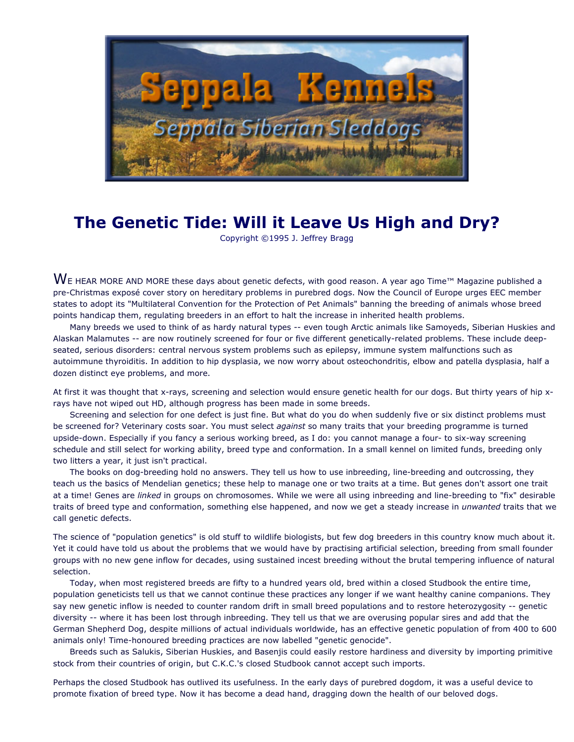# The Genetic Tide: Will it Leave Us High and Dry?

Copyright ©1995 J. Jeffrey Bragg

WE HEAR MORE AND MORE these days about genetic defects, with good reason. A year ago Time™ Magazine published a pre-Christmas exposé cover story on hereditary problems in purebred dogs. Now the Council of Europe urges EEC member states to adopt its "Multilateral Convention for the Protection of Pet Animals" banning the breeding of animals whose breed points handicap them, regulating breeders in an effort to halt the increase in inherited health problems.

Many breeds we used to think of as hardy natural types -- even tough Arctic animals like Samoyeds, Siberian Huskies and Alaskan Malamutes -- are now routinely screened for four or five different genetically-related problems. These include deep-seated, serious disorders: central nervous system problems such as epilepsy, immune system malfunctions such as autoimmune thyroiditis. In addition to hip dysplasia, we now worry about osteochondritis, elbow and patella dysplasia, half a dozen distinct eye problems, and more.

At first it was thought that x-rays, screening and selection would ensure genetic health for our dogs. But thirty years of hip x-rays have not wiped out HD, although progress has been made in some breeds.

Screening and selection for one defect is just fine. But what do you do when suddenly five or six distinct problems must be screened for? Veterinary costs soar. You must select *against* so many traits that your breeding programme is turned upside-down. Especially if you fancy a serious working breed, as I do: you cannot manage a four- to six-way screening schedule and still select for working ability, breed type and conformation. In a small kennel on limited funds, breeding only two litters a year, it just isn't practical.

The books on dog-breeding hold no answers. They tell us how to use inbreeding, line-breeding and outcrossing, they teach us the basics of Mendelian genetics; these help to manage one or two traits at a time. But genes don't assort one trait at a time! Genes are *linked* in groups on chromosomes. While we were all using inbreeding and line-breeding to "fix" desirable traits of breed type and conformation, something else happened, and now we get a steady increase in *unwanted* traits that we call genetic defects.

The science of "population genetics" is old stuff to wildlife biologists, but few dog breeders in this country know much about it. Yet it could have told us about the problems that we would have by practising artificial selection, breeding from small founder groups with no new gene inflow for decades, using sustained incest breeding without the brutal tempering influence of natural selection.

Today, when most registered breeds are fifty to a hundred years old, bred within a closed Studbook the entire time, population geneticists tell us that we cannot continue these practices any longer if we want healthy canine companions. They say new genetic inflow is needed to counter random drift in small breed populations and to restore heterozygosity -- genetic diversity -- where it has been lost through inbreeding. They tell us that we are overusing popular sires and add that the German Shepherd Dog, despite millions of actual individuals worldwide, has an effective genetic population of from 400 to 600 animals only! Time-honoured breeding practices are now labelled "genetic genocide".

Breeds such as Salukis, Siberian Huskies, and Basenjis could easily restore hardiness and diversity by importing primitive stock from their countries of origin, but C.K.C.'s closed Studbook cannot accept such imports.

Perhaps the closed Studbook has outlived its usefulness. In the early days of purebred dogdom, it was a useful device to promote fixation of breed type. Now it has become a dead hand, dragging down the health of our beloved dogs.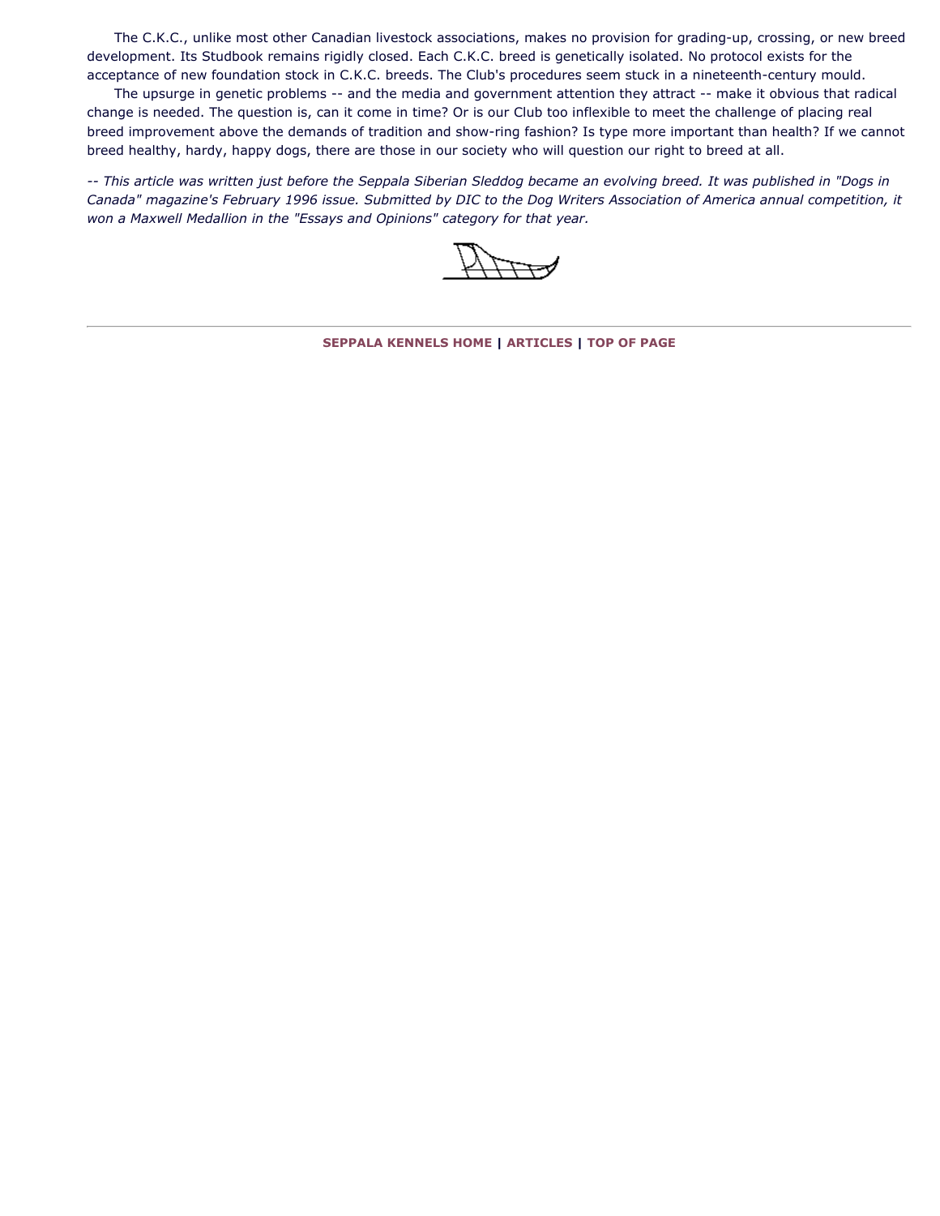The C.K.C., unlike most other Canadian livestock associations, makes no provision for grading-up, crossing, or new breed development. Its Studbook remains rigidly closed. Each C.K.C. breed is genetically isolated. No protocol exists for the acceptance of new foundation stock in C.K.C. breeds. The Club's procedures seem stuck in a nineteenth-century mould.

The upsurge in genetic problems -- and the media and government attention they attract -- make it obvious that radical change is needed. The question is, can it come in time? Or is our Club too inflexible to meet the challenge of placing real breed improvement above the demands of tradition and show-ring fashion? Is type more important than health? If we cannot breed healthy, hardy, happy dogs, there are those in our society who will question our right to breed at all.

*-- This article was written just before the Seppala Siberian Sleddog became an evolving breed. It was published in "Dogs in Canada" magazine's February 1996 issue. Submitted by DIC to the Dog Writers Association of America annual competition, it won a Maxwell Medallion in the "Essays and Opinions" category for that year.*

---

**SEPPALA KENNELS HOME** | **ARTICLES** | **TOP OF PAGE**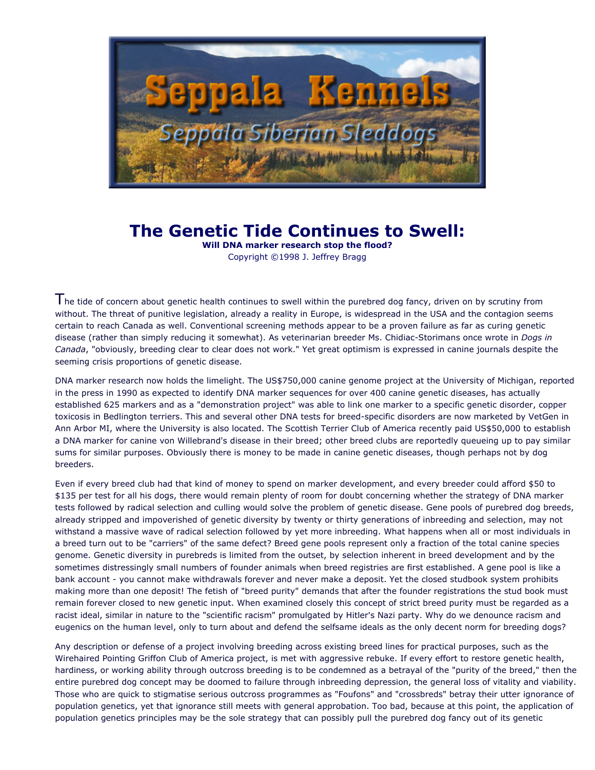# The Genetic Tide Continues to Swell:

**Will DNA marker research stop the flood?**

Copyright ©1998 J. Jeffrey Bragg

The tide of concern about genetic health continues to swell within the purebred dog fancy, driven on by scrutiny from without. The threat of punitive legislation, already a reality in Europe, is widespread in the USA and the contagion seems certain to reach Canada as well. Conventional screening methods appear to be a proven failure as far as curing genetic disease (rather than simply reducing it somewhat). As veterinarian breeder Ms. Chidiac-Storimans once wrote in *Dogs in Canada*, "obviously, breeding clear to clear does not work." Yet great optimism is expressed in canine journals despite the seeming crisis proportions of genetic disease.

DNA marker research now holds the limelight. The US$750,000 canine genome project at the University of Michigan, reported in the press in 1990 as expected to identify DNA marker sequences for over 400 canine genetic diseases, has actually established 625 markers and as a "demonstration project" was able to link one marker to a specific genetic disorder, copper toxicosis in Bedlington terriers. This and several other DNA tests for breed-specific disorders are now marketed by VetGen in Ann Arbor MI, where the University is also located. The Scottish Terrier Club of America recently paid US$50,000 to establish a DNA marker for canine von Willebrand's disease in their breed; other breed clubs are reportedly queueing up to pay similar sums for similar purposes. Obviously there is money to be made in canine genetic diseases, though perhaps not by dog breeders.

Even if every breed club had that kind of money to spend on marker development, and every breeder could afford $50 to $135 per test for all his dogs, there would remain plenty of room for doubt concerning whether the strategy of DNA marker tests followed by radical selection and culling would solve the problem of genetic disease. Gene pools of purebred dog breeds, already stripped and impoverished of genetic diversity by twenty or thirty generations of inbreeding and selection, may not withstand a massive wave of radical selection followed by yet more inbreeding. What happens when all or most individuals in a breed turn out to be "carriers" of the same defect? Breed gene pools represent only a fraction of the total canine species genome. Genetic diversity in purebreds is limited from the outset, by selection inherent in breed development and by the sometimes distressingly small numbers of founder animals when breed registries are first established. A gene pool is like a bank account - you cannot make withdrawals forever and never make a deposit. Yet the closed studbook system prohibits making more than one deposit! The fetish of "breed purity" demands that after the founder registrations the stud book must remain forever closed to new genetic input. When examined closely this concept of strict breed purity must be regarded as a racist ideal, similar in nature to the "scientific racism" promulgated by Hitler's Nazi party. Why do we denounce racism and eugenics on the human level, only to turn about and defend the selfsame ideals as the only decent norm for breeding dogs?

Any description or defense of a project involving breeding across existing breed lines for practical purposes, such as the Wirehaired Pointing Griffon Club of America project, is met with aggressive rebuke. If every effort to restore genetic health, hardiness, or working ability through outcross breeding is to be condemned as a betrayal of the "purity of the breed," then the entire purebred dog concept may be doomed to failure through inbreeding depression, the general loss of vitality and viability. Those who are quick to stigmatise serious outcross programmes as "Foufons" and "crossbreds" betray their utter ignorance of population genetics, yet that ignorance still meets with general approbation. Too bad, because at this point, the application of population genetics principles may be the sole strategy that can possibly pull the purebred dog fancy out of its genetic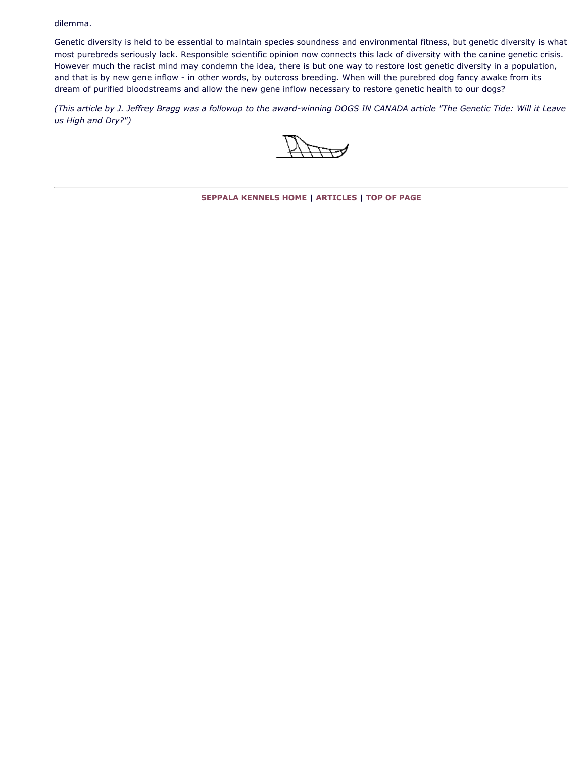dilemma.

Genetic diversity is held to be essential to maintain species soundness and environmental fitness, but genetic diversity is what most purebreds seriously lack. Responsible scientific opinion now connects this lack of diversity with the canine genetic crisis. However much the racist mind may condemn the idea, there is but one way to restore lost genetic diversity in a population, and that is by new gene inflow - in other words, by outcross breeding. When will the purebred dog fancy awake from its dream of purified bloodstreams and allow the new gene inflow necessary to restore genetic health to our dogs?

*(This article by J. Jeffrey Bragg was a followup to the award-winning DOGS IN CANADA article "The Genetic Tide: Will it Leave us High and Dry?")*

---

**SEPPALA KENNELS HOME | ARTICLES | TOP OF PAGE**